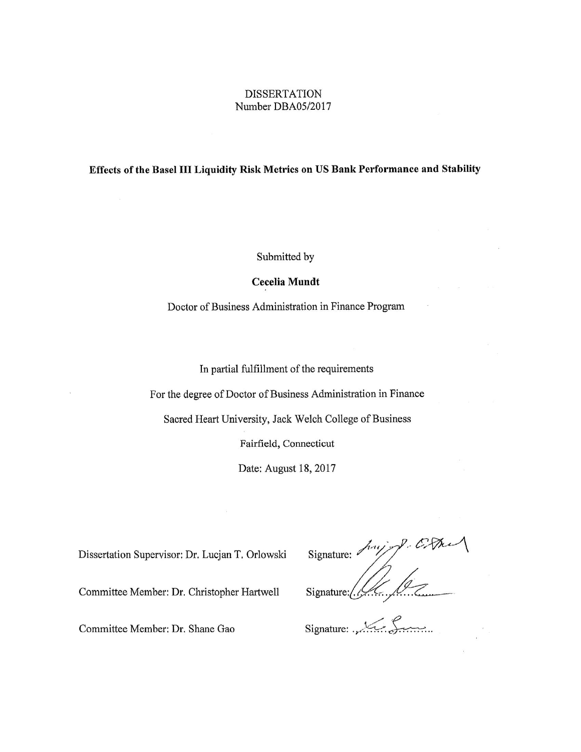DISSERTATION

Number DBA05/2017

**Effects of the Basel III Liquidity Risk Metrics on US Bank Performance and Stability**

Submitted by

**Cecelia Mundt**

Doctor of Business Administration in Finance Program

In partial fulfillment of the requirements

For the degree of Doctor of Business Administration in Finance

Sacred Heart University, Jack Welch College of Business

Fairfield, Connecticut

Date: August 18, 2017

Dissertation Supervisor: Dr. Lucjan T. Orlowski Signature:

Committee Member: Dr. Christopher Hartwell Signature:

Committee Member: Dr. Shane Gao Signature: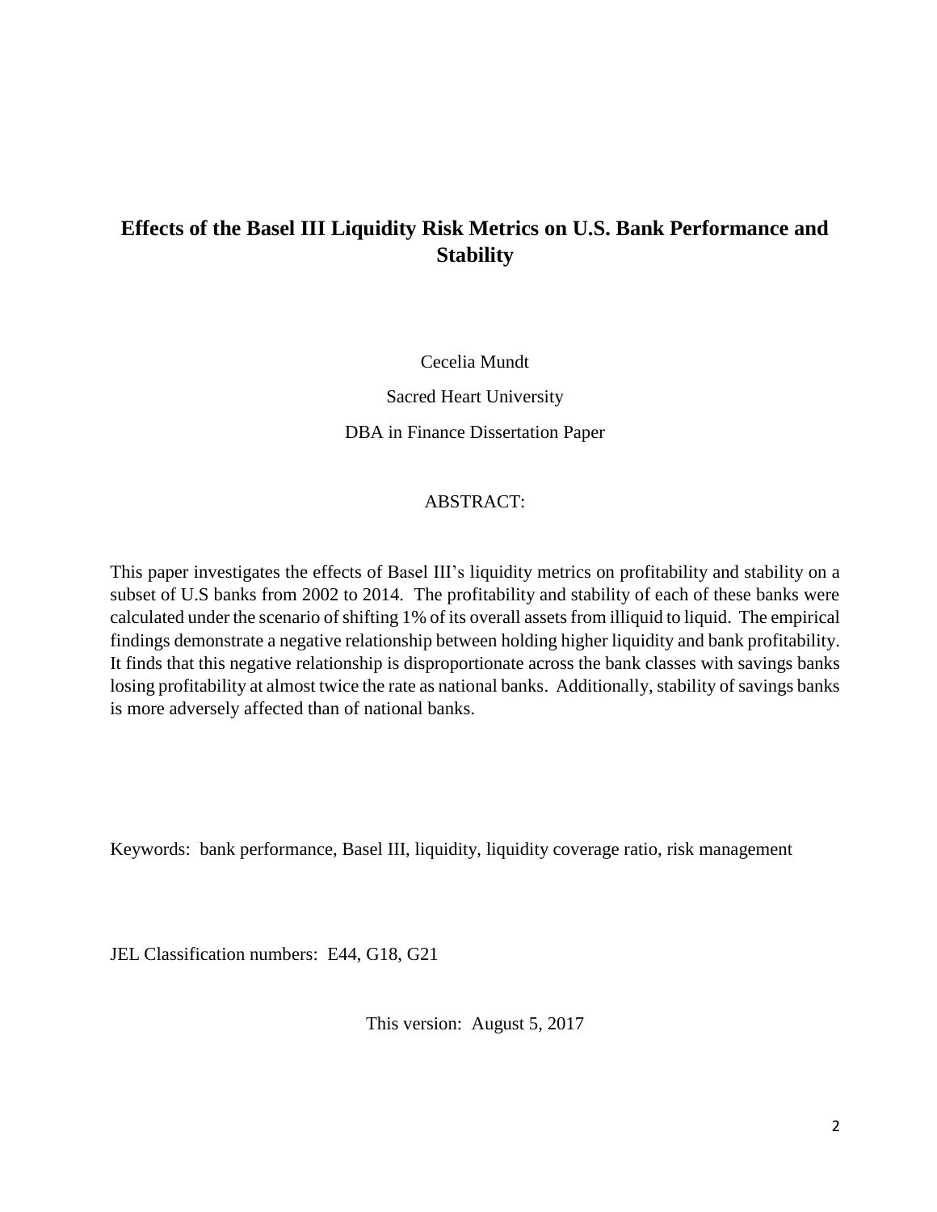# Effects of the Basel III Liquidity Risk Metrics on U.S. Bank Performance and Stability

Cecelia Mundt

Sacred Heart University

DBA in Finance Dissertation Paper

ABSTRACT:

This paper investigates the effects of Basel III's liquidity metrics on profitability and stability on a subset of U.S banks from 2002 to 2014. The profitability and stability of each of these banks were calculated under the scenario of shifting 1% of its overall assets from illiquid to liquid. The empirical findings demonstrate a negative relationship between holding higher liquidity and bank profitability. It finds that this negative relationship is disproportionate across the bank classes with savings banks losing profitability at almost twice the rate as national banks. Additionally, stability of savings banks is more adversely affected than of national banks.

Keywords: bank performance, Basel III, liquidity, liquidity coverage ratio, risk management

JEL Classification numbers: E44, G18, G21

This version: August 5, 2017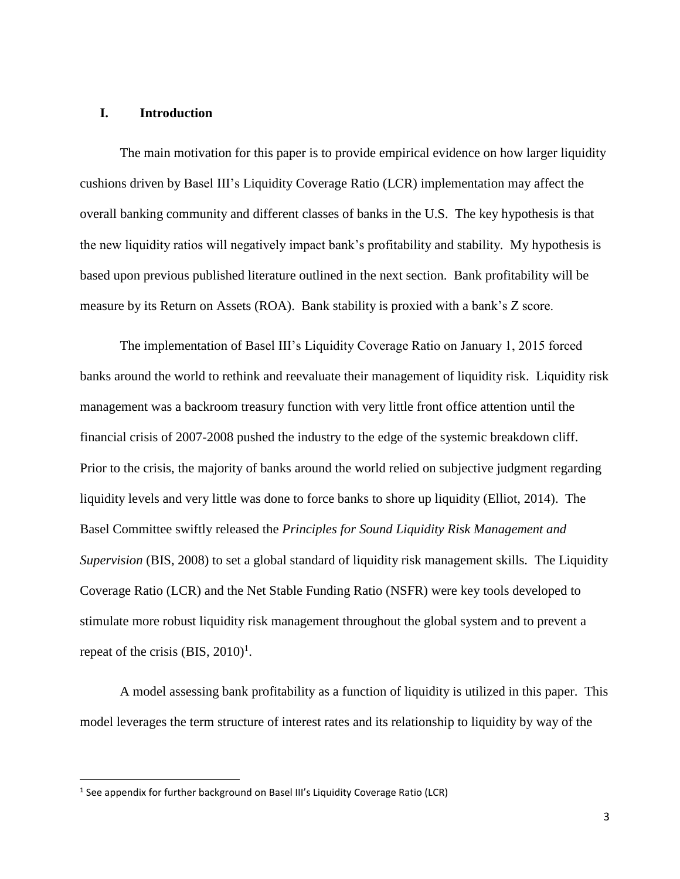## I. Introduction

The main motivation for this paper is to provide empirical evidence on how larger liquidity cushions driven by Basel III's Liquidity Coverage Ratio (LCR) implementation may affect the overall banking community and different classes of banks in the U.S. The key hypothesis is that the new liquidity ratios will negatively impact bank's profitability and stability. My hypothesis is based upon previous published literature outlined in the next section. Bank profitability will be measure by its Return on Assets (ROA). Bank stability is proxied with a bank's Z score.

The implementation of Basel III's Liquidity Coverage Ratio on January 1, 2015 forced banks around the world to rethink and reevaluate their management of liquidity risk. Liquidity risk management was a backroom treasury function with very little front office attention until the financial crisis of 2007-2008 pushed the industry to the edge of the systemic breakdown cliff. Prior to the crisis, the majority of banks around the world relied on subjective judgment regarding liquidity levels and very little was done to force banks to shore up liquidity (Elliot, 2014). The Basel Committee swiftly released the *Principles for Sound Liquidity Risk Management and Supervision* (BIS, 2008) to set a global standard of liquidity risk management skills. The Liquidity Coverage Ratio (LCR) and the Net Stable Funding Ratio (NSFR) were key tools developed to stimulate more robust liquidity risk management throughout the global system and to prevent a repeat of the crisis (BIS, 2010)[1].

A model assessing bank profitability as a function of liquidity is utilized in this paper. This model leverages the term structure of interest rates and its relationship to liquidity by way of the

[1] See appendix for further background on Basel III's Liquidity Coverage Ratio (LCR)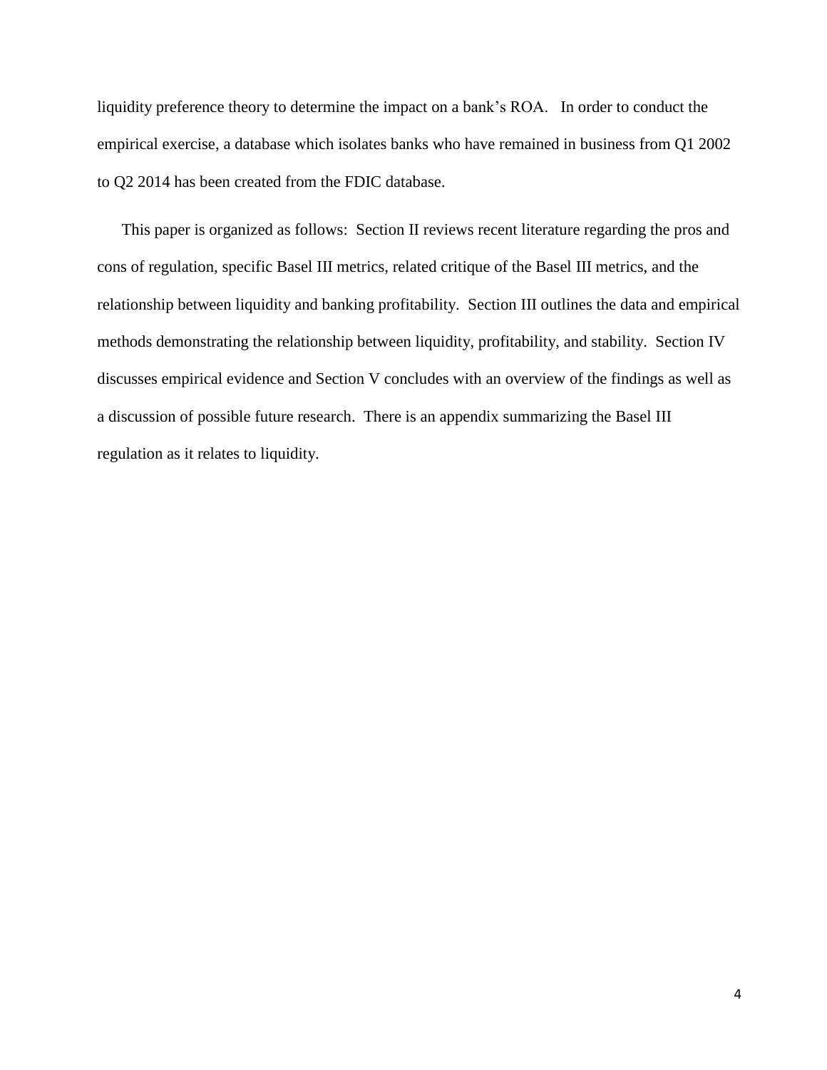liquidity preference theory to determine the impact on a bank's ROA. In order to conduct the empirical exercise, a database which isolates banks who have remained in business from Q1 2002 to Q2 2014 has been created from the FDIC database.

This paper is organized as follows: Section II reviews recent literature regarding the pros and cons of regulation, specific Basel III metrics, related critique of the Basel III metrics, and the relationship between liquidity and banking profitability. Section III outlines the data and empirical methods demonstrating the relationship between liquidity, profitability, and stability. Section IV discusses empirical evidence and Section V concludes with an overview of the findings as well as a discussion of possible future research. There is an appendix summarizing the Basel III regulation as it relates to liquidity.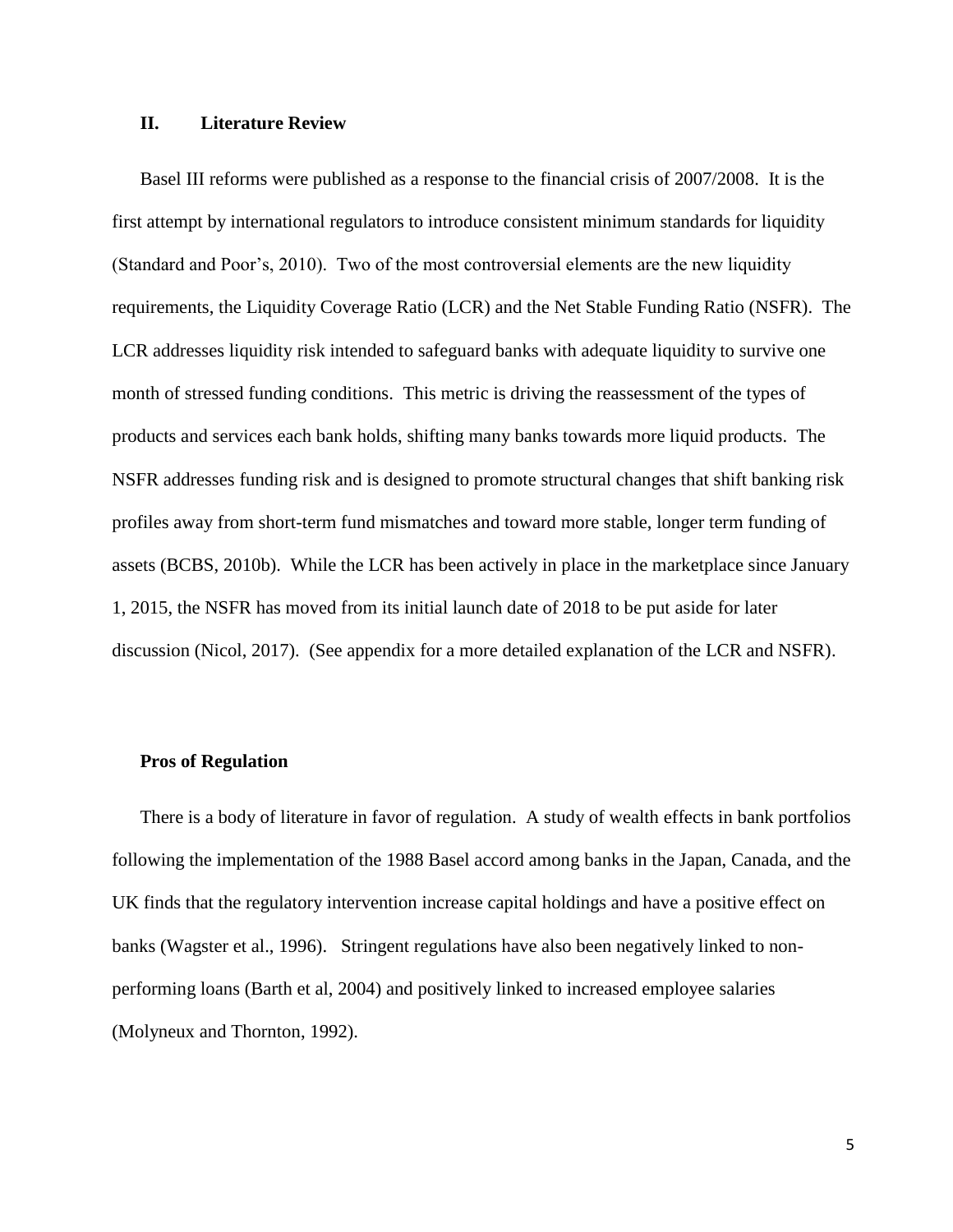## II. Literature Review

Basel III reforms were published as a response to the financial crisis of 2007/2008. It is the first attempt by international regulators to introduce consistent minimum standards for liquidity (Standard and Poor's, 2010). Two of the most controversial elements are the new liquidity requirements, the Liquidity Coverage Ratio (LCR) and the Net Stable Funding Ratio (NSFR). The LCR addresses liquidity risk intended to safeguard banks with adequate liquidity to survive one month of stressed funding conditions. This metric is driving the reassessment of the types of products and services each bank holds, shifting many banks towards more liquid products. The NSFR addresses funding risk and is designed to promote structural changes that shift banking risk profiles away from short-term fund mismatches and toward more stable, longer term funding of assets (BCBS, 2010b). While the LCR has been actively in place in the marketplace since January 1, 2015, the NSFR has moved from its initial launch date of 2018 to be put aside for later discussion (Nicol, 2017). (See appendix for a more detailed explanation of the LCR and NSFR).

### Pros of Regulation

There is a body of literature in favor of regulation. A study of wealth effects in bank portfolios following the implementation of the 1988 Basel accord among banks in the Japan, Canada, and the UK finds that the regulatory intervention increase capital holdings and have a positive effect on banks (Wagster et al., 1996). Stringent regulations have also been negatively linked to non-performing loans (Barth et al, 2004) and positively linked to increased employee salaries (Molyneux and Thornton, 1992).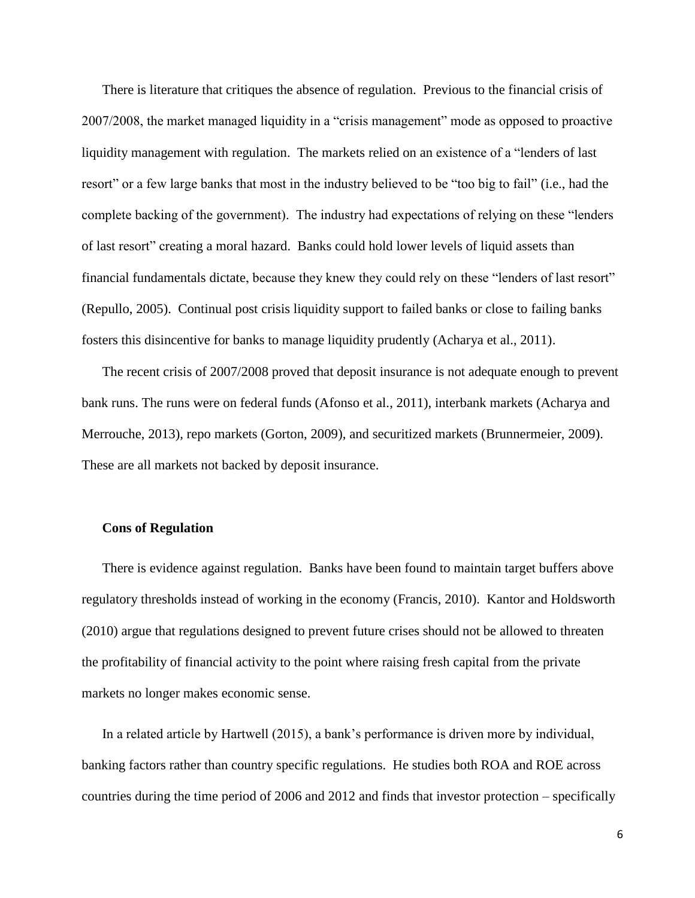There is literature that critiques the absence of regulation. Previous to the financial crisis of 2007/2008, the market managed liquidity in a "crisis management" mode as opposed to proactive liquidity management with regulation. The markets relied on an existence of a "lenders of last resort" or a few large banks that most in the industry believed to be "too big to fail" (i.e., had the complete backing of the government). The industry had expectations of relying on these "lenders of last resort" creating a moral hazard. Banks could hold lower levels of liquid assets than financial fundamentals dictate, because they knew they could rely on these "lenders of last resort" (Repullo, 2005). Continual post crisis liquidity support to failed banks or close to failing banks fosters this disincentive for banks to manage liquidity prudently (Acharya et al., 2011).

The recent crisis of 2007/2008 proved that deposit insurance is not adequate enough to prevent bank runs. The runs were on federal funds (Afonso et al., 2011), interbank markets (Acharya and Merrouche, 2013), repo markets (Gorton, 2009), and securitized markets (Brunnermeier, 2009). These are all markets not backed by deposit insurance.

### Cons of Regulation

There is evidence against regulation. Banks have been found to maintain target buffers above regulatory thresholds instead of working in the economy (Francis, 2010). Kantor and Holdsworth (2010) argue that regulations designed to prevent future crises should not be allowed to threaten the profitability of financial activity to the point where raising fresh capital from the private markets no longer makes economic sense.

In a related article by Hartwell (2015), a bank's performance is driven more by individual, banking factors rather than country specific regulations. He studies both ROA and ROE across countries during the time period of 2006 and 2012 and finds that investor protection – specifically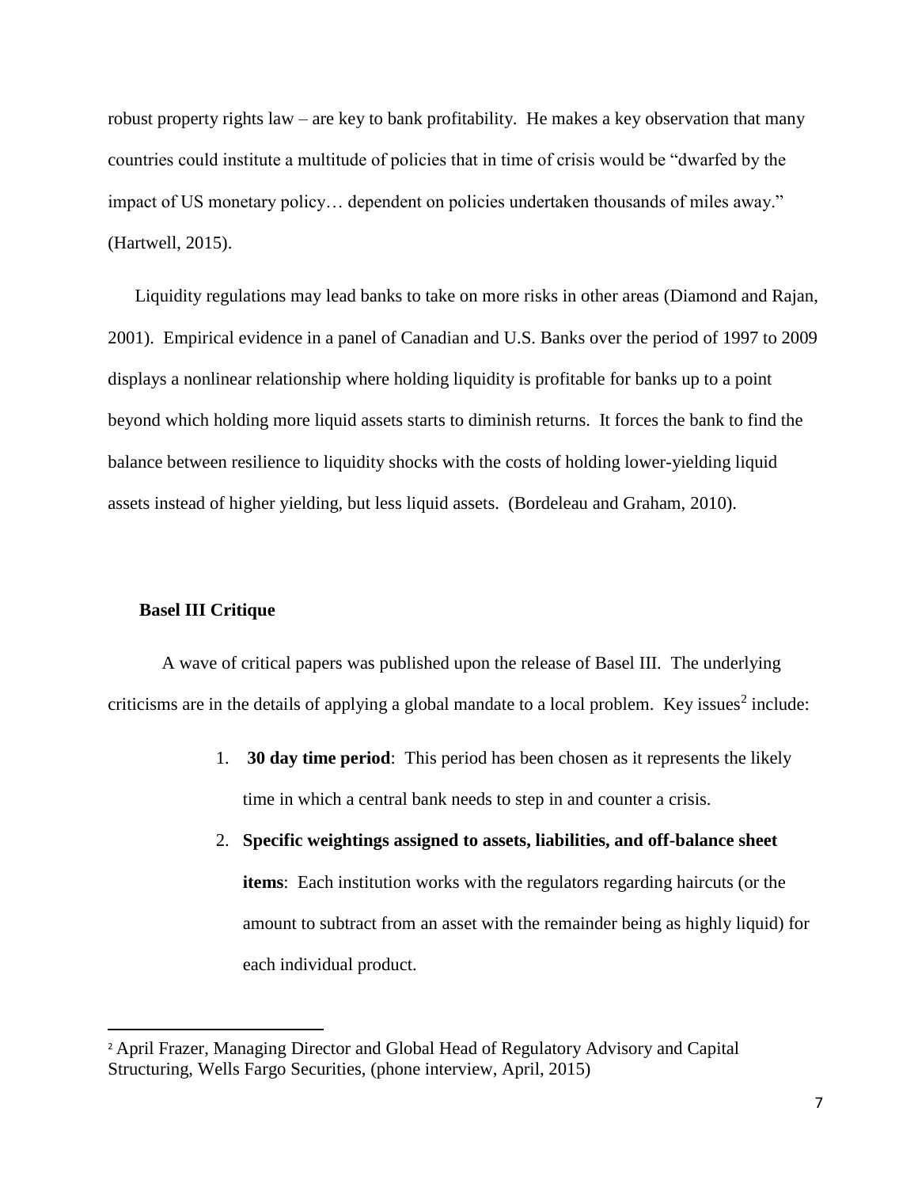robust property rights law – are key to bank profitability. He makes a key observation that many countries could institute a multitude of policies that in time of crisis would be "dwarfed by the impact of US monetary policy… dependent on policies undertaken thousands of miles away." (Hartwell, 2015).

Liquidity regulations may lead banks to take on more risks in other areas (Diamond and Rajan, 2001). Empirical evidence in a panel of Canadian and U.S. Banks over the period of 1997 to 2009 displays a nonlinear relationship where holding liquidity is profitable for banks up to a point beyond which holding more liquid assets starts to diminish returns. It forces the bank to find the balance between resilience to liquidity shocks with the costs of holding lower-yielding liquid assets instead of higher yielding, but less liquid assets. (Bordeleau and Graham, 2010).

## Basel III Critique

A wave of critical papers was published upon the release of Basel III. The underlying criticisms are in the details of applying a global mandate to a local problem. Key issues[2] include:

1. **30 day time period**: This period has been chosen as it represents the likely time in which a central bank needs to step in and counter a crisis.
2. **Specific weightings assigned to assets, liabilities, and off-balance sheet items**: Each institution works with the regulators regarding haircuts (or the amount to subtract from an asset with the remainder being as highly liquid) for each individual product.

[2] April Frazer, Managing Director and Global Head of Regulatory Advisory and Capital Structuring, Wells Fargo Securities, (phone interview, April, 2015)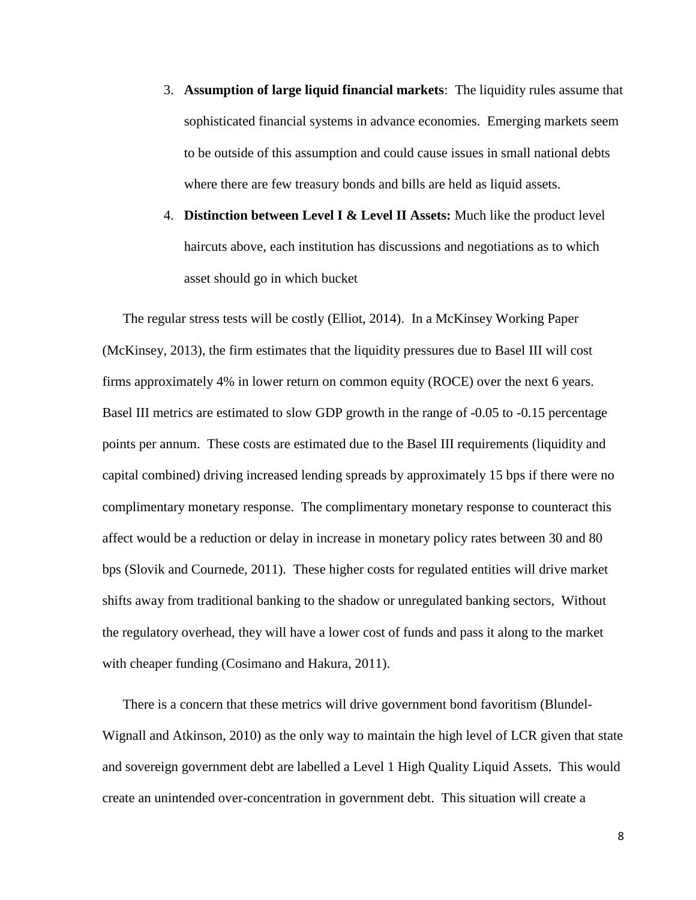3. **Assumption of large liquid financial markets**: The liquidity rules assume that sophisticated financial systems in advance economies. Emerging markets seem to be outside of this assumption and could cause issues in small national debts where there are few treasury bonds and bills are held as liquid assets.
4. **Distinction between Level I & Level II Assets:** Much like the product level haircuts above, each institution has discussions and negotiations as to which asset should go in which bucket

The regular stress tests will be costly (Elliot, 2014). In a McKinsey Working Paper (McKinsey, 2013), the firm estimates that the liquidity pressures due to Basel III will cost firms approximately 4% in lower return on common equity (ROCE) over the next 6 years. Basel III metrics are estimated to slow GDP growth in the range of -0.05 to -0.15 percentage points per annum. These costs are estimated due to the Basel III requirements (liquidity and capital combined) driving increased lending spreads by approximately 15 bps if there were no complimentary monetary response. The complimentary monetary response to counteract this affect would be a reduction or delay in increase in monetary policy rates between 30 and 80 bps (Slovik and Cournede, 2011). These higher costs for regulated entities will drive market shifts away from traditional banking to the shadow or unregulated banking sectors, Without the regulatory overhead, they will have a lower cost of funds and pass it along to the market with cheaper funding (Cosimano and Hakura, 2011).

There is a concern that these metrics will drive government bond favoritism (Blundel-Wignall and Atkinson, 2010) as the only way to maintain the high level of LCR given that state and sovereign government debt are labelled a Level 1 High Quality Liquid Assets. This would create an unintended over-concentration in government debt. This situation will create a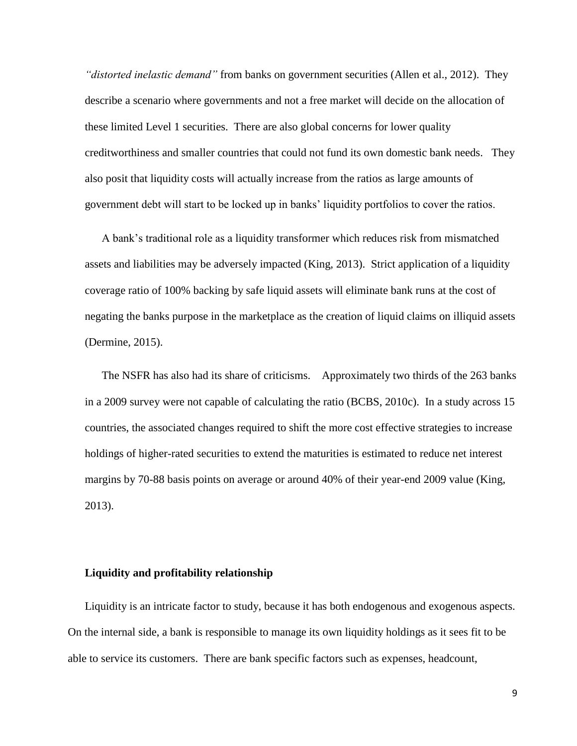*"distorted inelastic demand"* from banks on government securities (Allen et al., 2012). They describe a scenario where governments and not a free market will decide on the allocation of these limited Level 1 securities. There are also global concerns for lower quality creditworthiness and smaller countries that could not fund its own domestic bank needs. They also posit that liquidity costs will actually increase from the ratios as large amounts of government debt will start to be locked up in banks' liquidity portfolios to cover the ratios.

A bank's traditional role as a liquidity transformer which reduces risk from mismatched assets and liabilities may be adversely impacted (King, 2013). Strict application of a liquidity coverage ratio of 100% backing by safe liquid assets will eliminate bank runs at the cost of negating the banks purpose in the marketplace as the creation of liquid claims on illiquid assets (Dermine, 2015).

The NSFR has also had its share of criticisms. Approximately two thirds of the 263 banks in a 2009 survey were not capable of calculating the ratio (BCBS, 2010c). In a study across 15 countries, the associated changes required to shift the more cost effective strategies to increase holdings of higher-rated securities to extend the maturities is estimated to reduce net interest margins by 70-88 basis points on average or around 40% of their year-end 2009 value (King, 2013).

**Liquidity and profitability relationship**

Liquidity is an intricate factor to study, because it has both endogenous and exogenous aspects. On the internal side, a bank is responsible to manage its own liquidity holdings as it sees fit to be able to service its customers. There are bank specific factors such as expenses, headcount,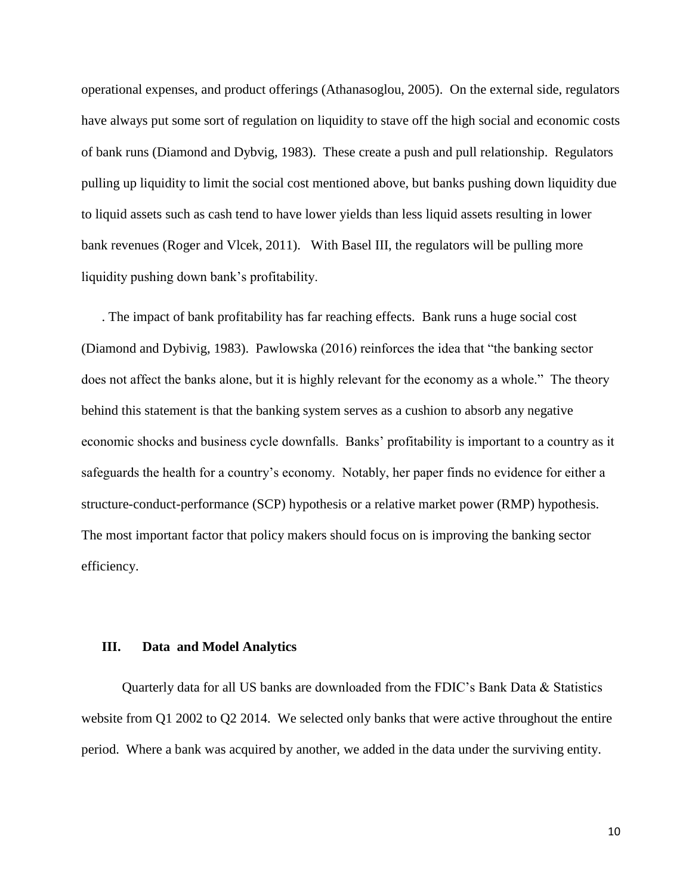operational expenses, and product offerings (Athanasoglou, 2005). On the external side, regulators have always put some sort of regulation on liquidity to stave off the high social and economic costs of bank runs (Diamond and Dybvig, 1983). These create a push and pull relationship. Regulators pulling up liquidity to limit the social cost mentioned above, but banks pushing down liquidity due to liquid assets such as cash tend to have lower yields than less liquid assets resulting in lower bank revenues (Roger and Vlcek, 2011). With Basel III, the regulators will be pulling more liquidity pushing down bank's profitability.

. The impact of bank profitability has far reaching effects. Bank runs a huge social cost (Diamond and Dybivig, 1983). Pawlowska (2016) reinforces the idea that "the banking sector does not affect the banks alone, but it is highly relevant for the economy as a whole." The theory behind this statement is that the banking system serves as a cushion to absorb any negative economic shocks and business cycle downfalls. Banks' profitability is important to a country as it safeguards the health for a country's economy. Notably, her paper finds no evidence for either a structure-conduct-performance (SCP) hypothesis or a relative market power (RMP) hypothesis. The most important factor that policy makers should focus on is improving the banking sector efficiency.

## III. Data and Model Analytics

Quarterly data for all US banks are downloaded from the FDIC's Bank Data & Statistics website from Q1 2002 to Q2 2014. We selected only banks that were active throughout the entire period. Where a bank was acquired by another, we added in the data under the surviving entity.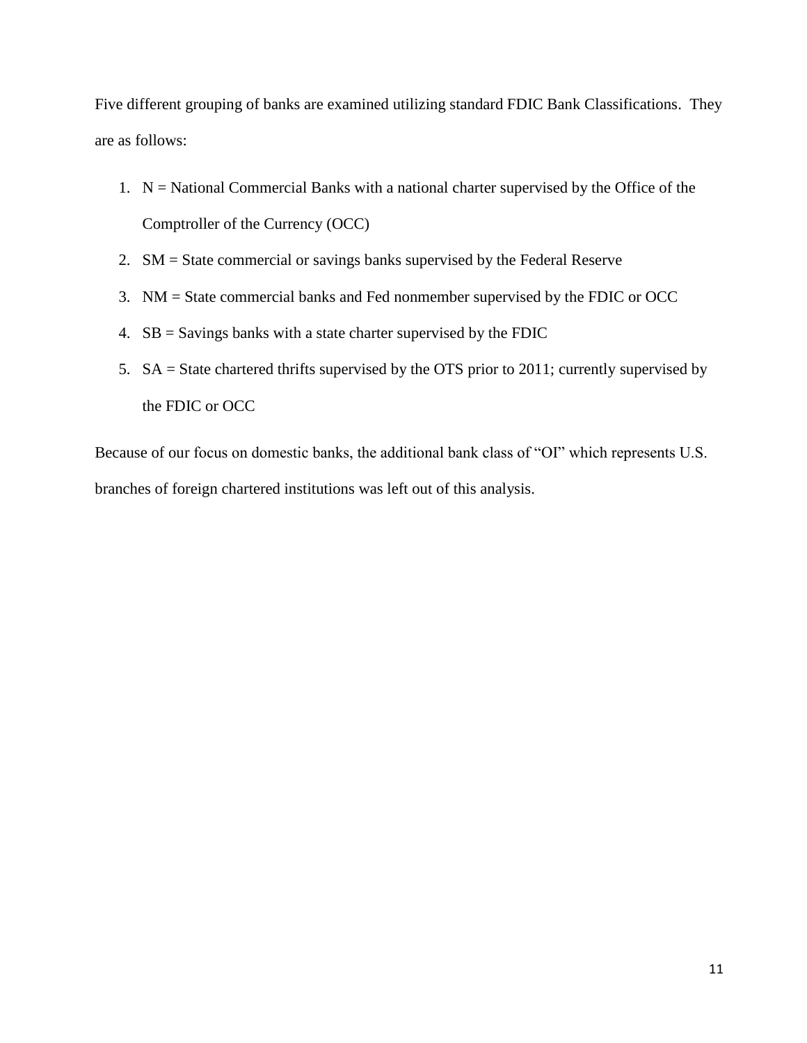Five different grouping of banks are examined utilizing standard FDIC Bank Classifications. They are as follows:

1. N = National Commercial Banks with a national charter supervised by the Office of the Comptroller of the Currency (OCC)
2. SM = State commercial or savings banks supervised by the Federal Reserve
3. NM = State commercial banks and Fed nonmember supervised by the FDIC or OCC
4. SB = Savings banks with a state charter supervised by the FDIC
5. SA = State chartered thrifts supervised by the OTS prior to 2011; currently supervised by the FDIC or OCC

Because of our focus on domestic banks, the additional bank class of "OI" which represents U.S. branches of foreign chartered institutions was left out of this analysis.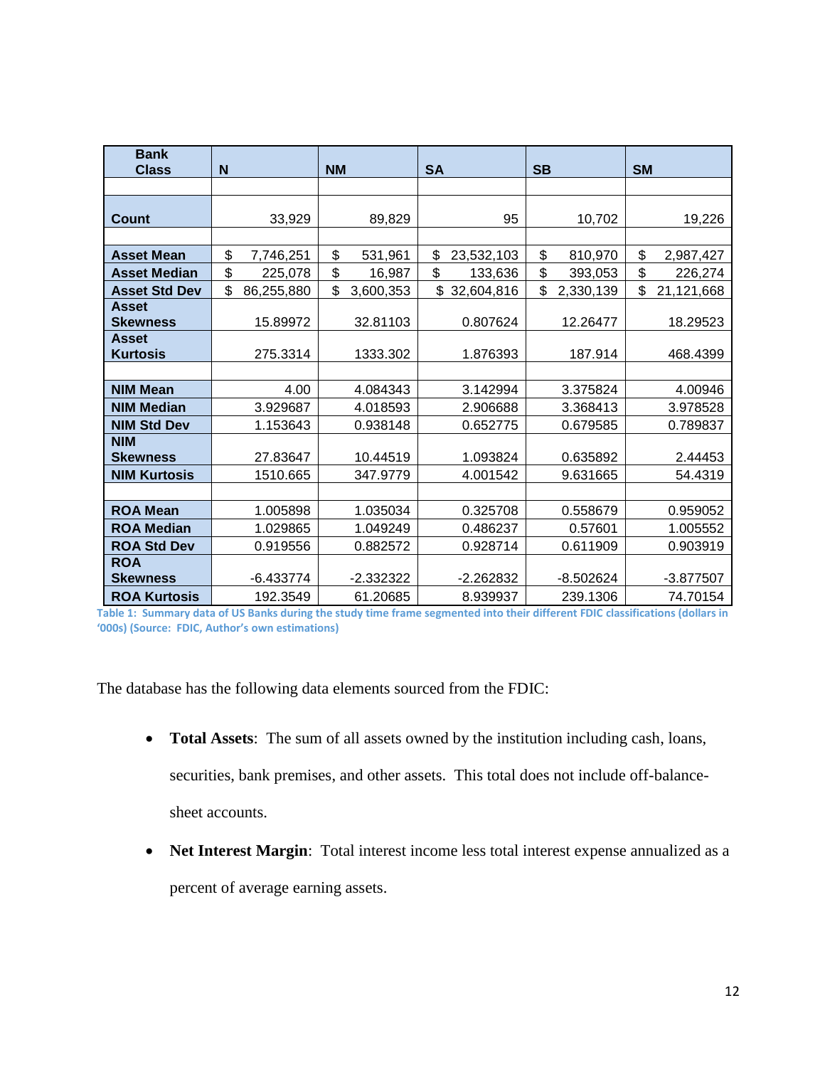| Bank Class | N | NM | SA | SB | SM |
|---|---|---|---|---|---|
| Count | 33,929 | 89,829 | 95 | 10,702 | 19,226 |
| Asset Mean | $ 7,746,251 | $ 531,961 | $ 23,532,103 | $ 810,970 | $ 2,987,427 |
| Asset Median | $ 225,078 | $ 16,987 | $ 133,636 | $ 393,053 | $ 226,274 |
| Asset Std Dev | $ 86,255,880 | $ 3,600,353 | $ 32,604,816 | $ 2,330,139 | $ 21,121,668 |
| Asset Skewness | 15.89972 | 32.81103 | 0.807624 | 12.26477 | 18.29523 |
| Asset Kurtosis | 275.3314 | 1333.302 | 1.876393 | 187.914 | 468.4399 |
| NIM Mean | 4.00 | 4.084343 | 3.142994 | 3.375824 | 4.00946 |
| NIM Median | 3.929687 | 4.018593 | 2.906688 | 3.368413 | 3.978528 |
| NIM Std Dev | 1.153643 | 0.938148 | 0.652775 | 0.679585 | 0.789837 |
| NIM Skewness | 27.83647 | 10.44519 | 1.093824 | 0.635892 | 2.44453 |
| NIM Kurtosis | 1510.665 | 347.9779 | 4.001542 | 9.631665 | 54.4319 |
| ROA Mean | 1.005898 | 1.035034 | 0.325708 | 0.558679 | 0.959052 |
| ROA Median | 1.029865 | 1.049249 | 0.486237 | 0.57601 | 1.005552 |
| ROA Std Dev | 0.919556 | 0.882572 | 0.928714 | 0.611909 | 0.903919 |
| ROA Skewness | -6.433774 | -2.332322 | -2.262832 | -8.502624 | -3.877507 |
| ROA Kurtosis | 192.3549 | 61.20685 | 8.939937 | 239.1306 | 74.70154 |

**Table 1: Summary data of US Banks during the study time frame segmented into their different FDIC classifications (dollars in '000s) (Source: FDIC, Author's own estimations)**

The database has the following data elements sourced from the FDIC:

- **Total Assets**: The sum of all assets owned by the institution including cash, loans, securities, bank premises, and other assets. This total does not include off-balance-sheet accounts.
- **Net Interest Margin**: Total interest income less total interest expense annualized as a percent of average earning assets.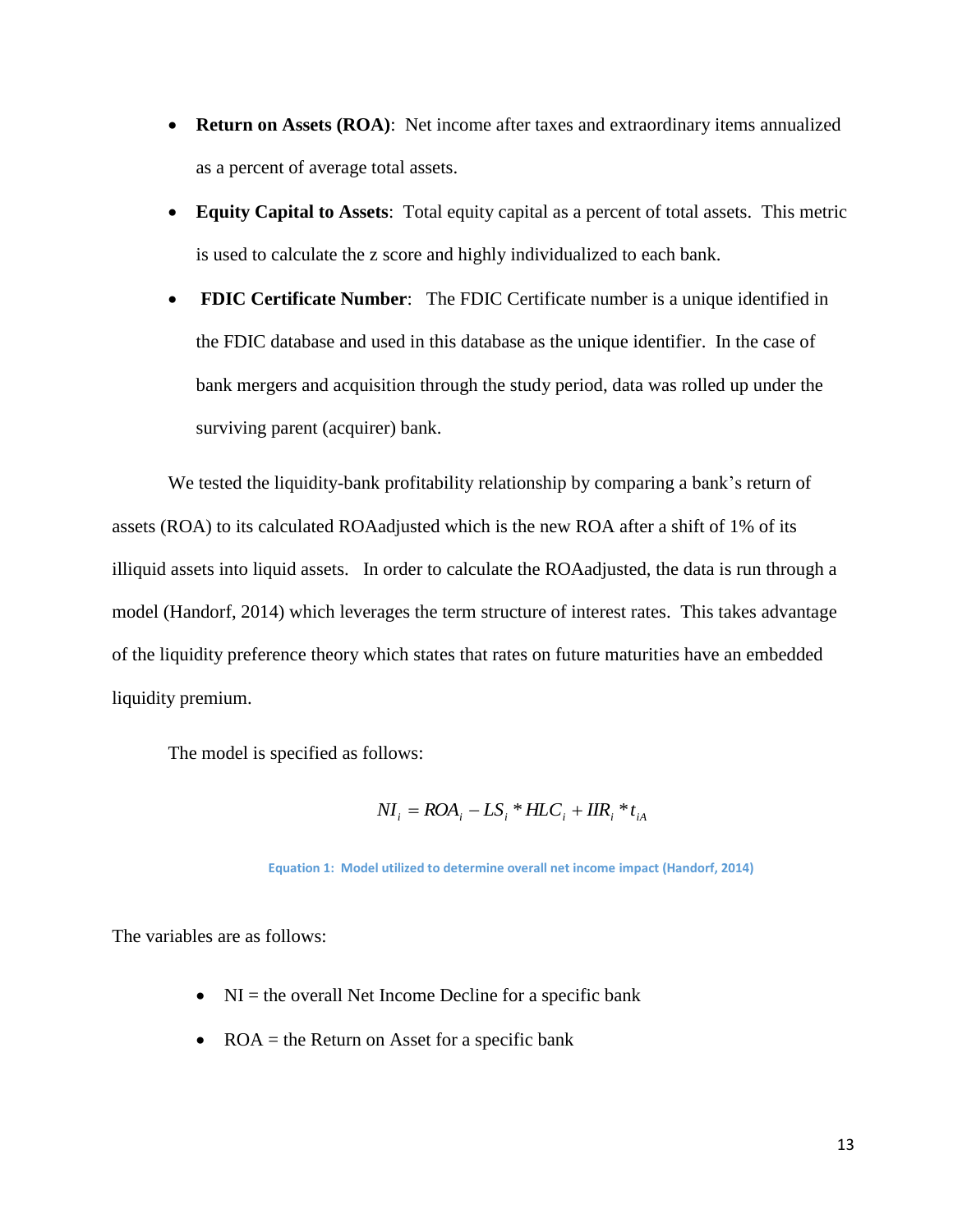- **Return on Assets (ROA)**: Net income after taxes and extraordinary items annualized as a percent of average total assets.
- **Equity Capital to Assets**: Total equity capital as a percent of total assets. This metric is used to calculate the z score and highly individualized to each bank.
- **FDIC Certificate Number**: The FDIC Certificate number is a unique identified in the FDIC database and used in this database as the unique identifier. In the case of bank mergers and acquisition through the study period, data was rolled up under the surviving parent (acquirer) bank.

We tested the liquidity-bank profitability relationship by comparing a bank's return of assets (ROA) to its calculated ROAadjusted which is the new ROA after a shift of 1% of its illiquid assets into liquid assets. In order to calculate the ROAadjusted, the data is run through a model (Handorf, 2014) which leverages the term structure of interest rates. This takes advantage of the liquidity preference theory which states that rates on future maturities have an embedded liquidity premium.

The model is specified as follows:

$$NI_i = ROA_i - LS_i * HLC_i + IIR_i * t_{iA}$$

Equation 1: Model utilized to determine overall net income impact (Handorf, 2014)

The variables are as follows:

- NI = the overall Net Income Decline for a specific bank
- ROA = the Return on Asset for a specific bank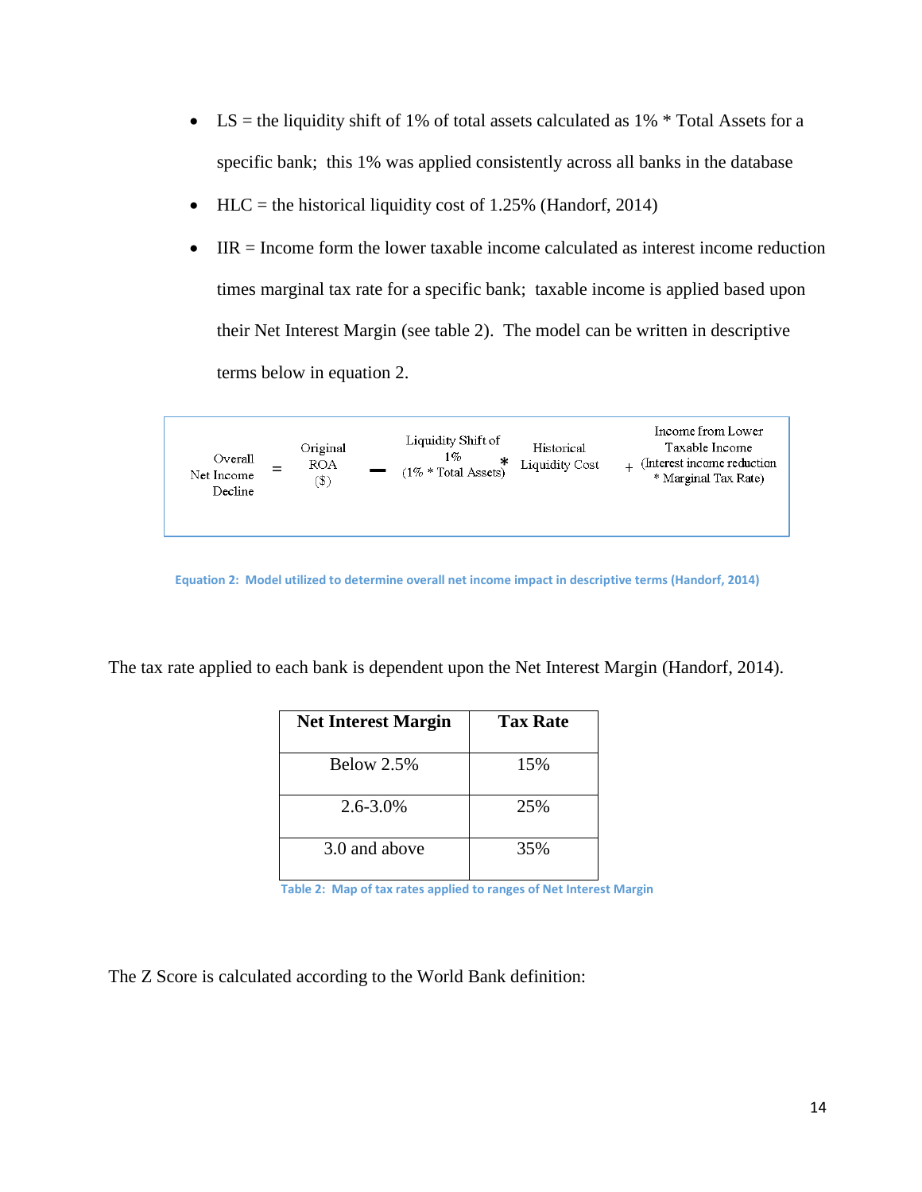- LS = the liquidity shift of 1% of total assets calculated as 1% * Total Assets for a specific bank; this 1% was applied consistently across all banks in the database
- HLC = the historical liquidity cost of 1.25% (Handorf, 2014)
- IIR = Income form the lower taxable income calculated as interest income reduction times marginal tax rate for a specific bank; taxable income is applied based upon their Net Interest Margin (see table 2). The model can be written in descriptive terms below in equation 2.

$$\text{Overall Net Income Decline} = \text{Original ROA (\$)} - \text{Liquidity Shift of 1\% (1\% * Total Assets)} * \text{Historical Liquidity Cost} + \text{Income from Lower Taxable Income (Interest income reduction * Marginal Tax Rate)}$$

Equation 2: Model utilized to determine overall net income impact in descriptive terms (Handorf, 2014)

The tax rate applied to each bank is dependent upon the Net Interest Margin (Handorf, 2014).

| Net Interest Margin | Tax Rate |
|---|---|
| Below 2.5% | 15% |
| 2.6-3.0% | 25% |
| 3.0 and above | 35% |

Table 2: Map of tax rates applied to ranges of Net Interest Margin

The Z Score is calculated according to the World Bank definition: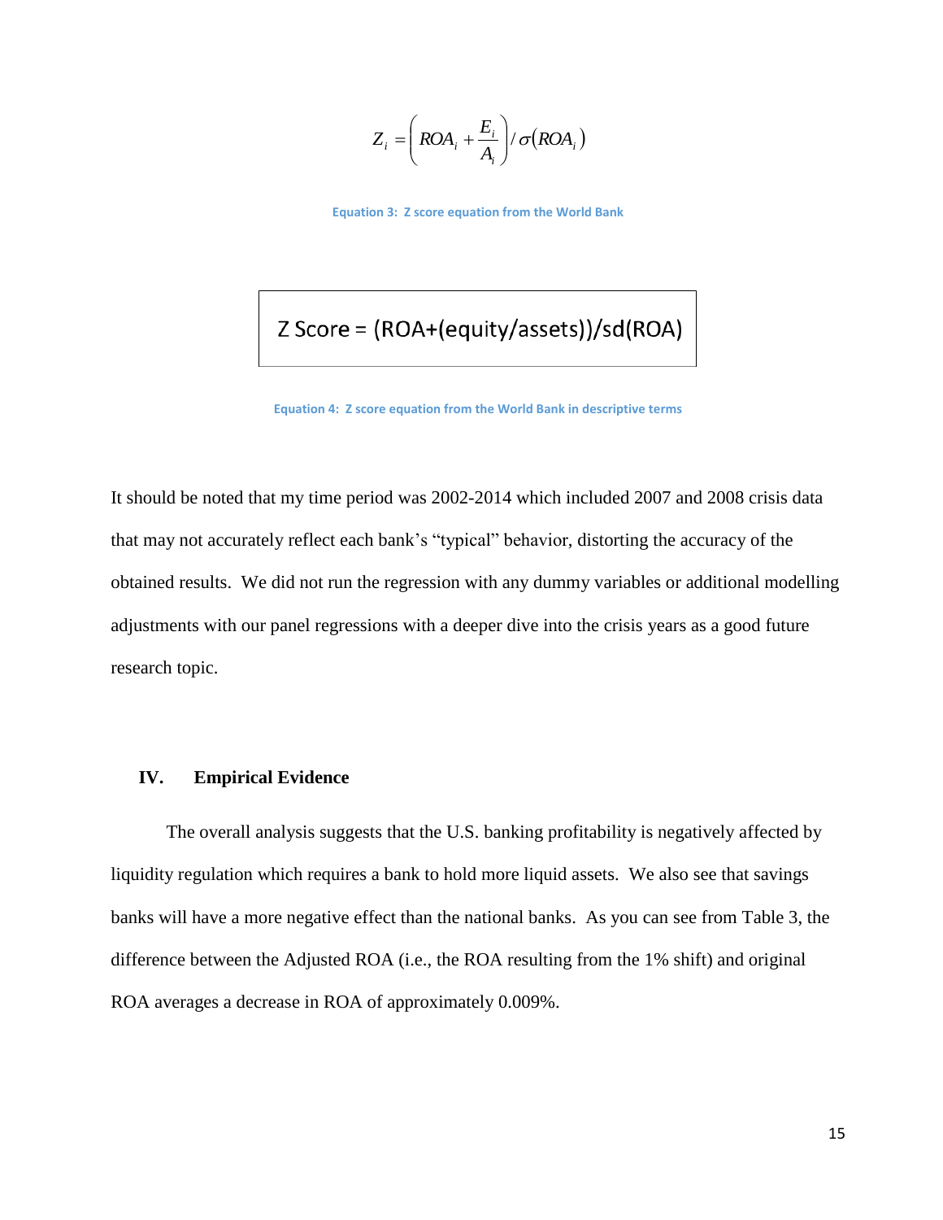$$Z_i = \left( ROA_i + \frac{E_i}{A_i} \right) / \sigma(ROA_i)$$

Equation 3: Z score equation from the World Bank

$$\text{Z Score} = (\text{ROA}+(\text{equity/assets}))/\text{sd(ROA)}$$

Equation 4: Z score equation from the World Bank in descriptive terms

It should be noted that my time period was 2002-2014 which included 2007 and 2008 crisis data that may not accurately reflect each bank's "typical" behavior, distorting the accuracy of the obtained results. We did not run the regression with any dummy variables or additional modelling adjustments with our panel regressions with a deeper dive into the crisis years as a good future research topic.

## IV. Empirical Evidence

The overall analysis suggests that the U.S. banking profitability is negatively affected by liquidity regulation which requires a bank to hold more liquid assets. We also see that savings banks will have a more negative effect than the national banks. As you can see from Table 3, the difference between the Adjusted ROA (i.e., the ROA resulting from the 1% shift) and original ROA averages a decrease in ROA of approximately 0.009%.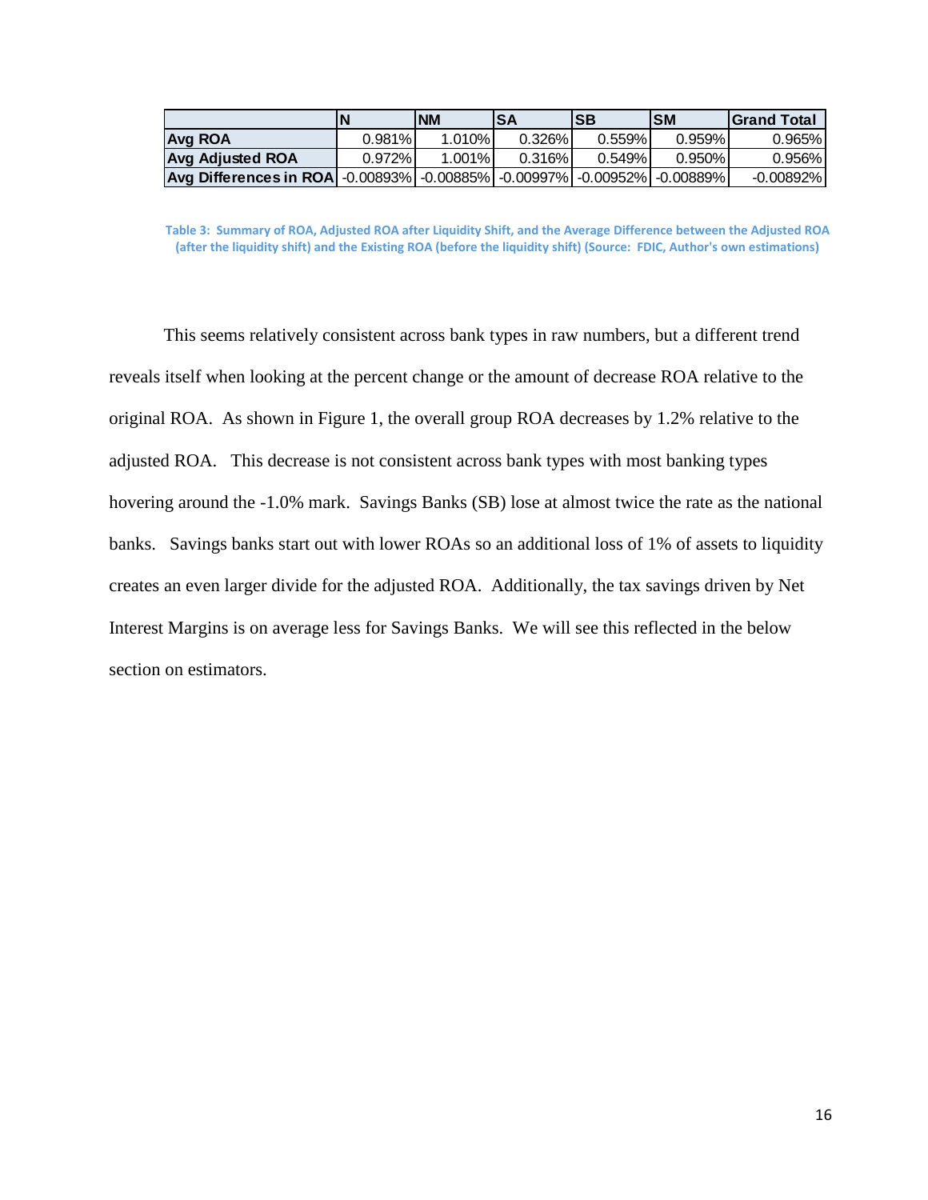| | N | NM | SA | SB | SM | Grand Total |
|---|---|---|---|---|---|---|
| **Avg ROA** | 0.981% | 1.010% | 0.326% | 0.559% | 0.959% | 0.965% |
| **Avg Adjusted ROA** | 0.972% | 1.001% | 0.316% | 0.549% | 0.950% | 0.956% |
| **Avg Differences in ROA** | -0.00893% | -0.00885% | -0.00997% | -0.00952% | -0.00889% | -0.00892% |

**Table 3: Summary of ROA, Adjusted ROA after Liquidity Shift, and the Average Difference between the Adjusted ROA (after the liquidity shift) and the Existing ROA (before the liquidity shift) (Source: FDIC, Author's own estimations)**

This seems relatively consistent across bank types in raw numbers, but a different trend reveals itself when looking at the percent change or the amount of decrease ROA relative to the original ROA. As shown in Figure 1, the overall group ROA decreases by 1.2% relative to the adjusted ROA. This decrease is not consistent across bank types with most banking types hovering around the -1.0% mark. Savings Banks (SB) lose at almost twice the rate as the national banks. Savings banks start out with lower ROAs so an additional loss of 1% of assets to liquidity creates an even larger divide for the adjusted ROA. Additionally, the tax savings driven by Net Interest Margins is on average less for Savings Banks. We will see this reflected in the below section on estimators.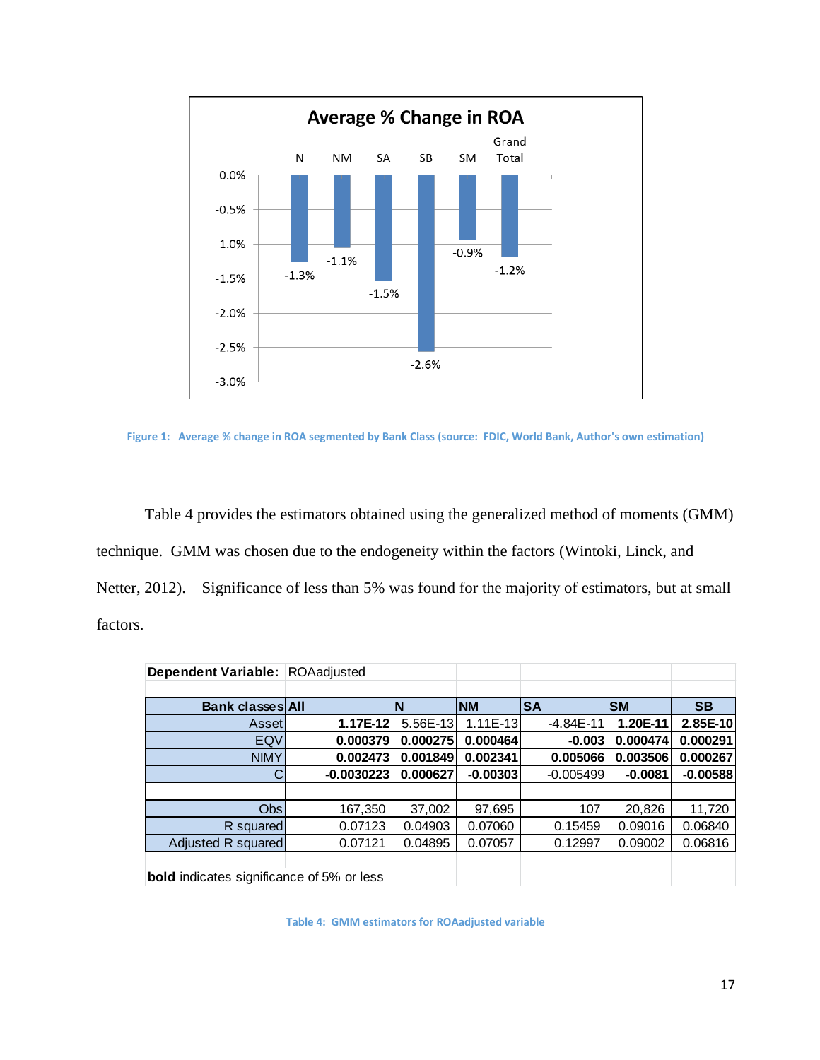Figure 1: Average % change in ROA segmented by Bank Class (source: FDIC, World Bank, Author's own estimation)

Table 4 provides the estimators obtained using the generalized method of moments (GMM) technique. GMM was chosen due to the endogeneity within the factors (Wintoki, Linck, and Netter, 2012). Significance of less than 5% was found for the majority of estimators, but at small factors.

| **Dependent Variable:** | ROAadjusted | | | | | |
|---|---|---|---|---|---|---|
| **Bank classes** | **All** | **N** | **NM** | **SA** | **SM** | **SB** |
| Asset | **1.17E-12** | 5.56E-13 | 1.11E-13 | -4.84E-11 | **1.20E-11** | **2.85E-10** |
| EQV | **0.000379** | **0.000275** | **0.000464** | **-0.003** | **0.000474** | **0.000291** |
| NIMY | **0.002473** | **0.001849** | **0.002341** | **0.005066** | **0.003506** | **0.000267** |
| C | **-0.0030223** | **0.000627** | **-0.00303** | -0.005499 | **-0.0081** | **-0.00588** |
| | | | | | | |
| Obs | 167,350 | 37,002 | 97,695 | 107 | 20,826 | 11,720 |
| R squared | 0.07123 | 0.04903 | 0.07060 | 0.15459 | 0.09016 | 0.06840 |
| Adjusted R squared | 0.07121 | 0.04895 | 0.07057 | 0.12997 | 0.09002 | 0.06816 |
| | | | | | | |
| **bold** indicates significance of 5% or less | | | | | | |

Table 4: GMM estimators for ROAadjusted variable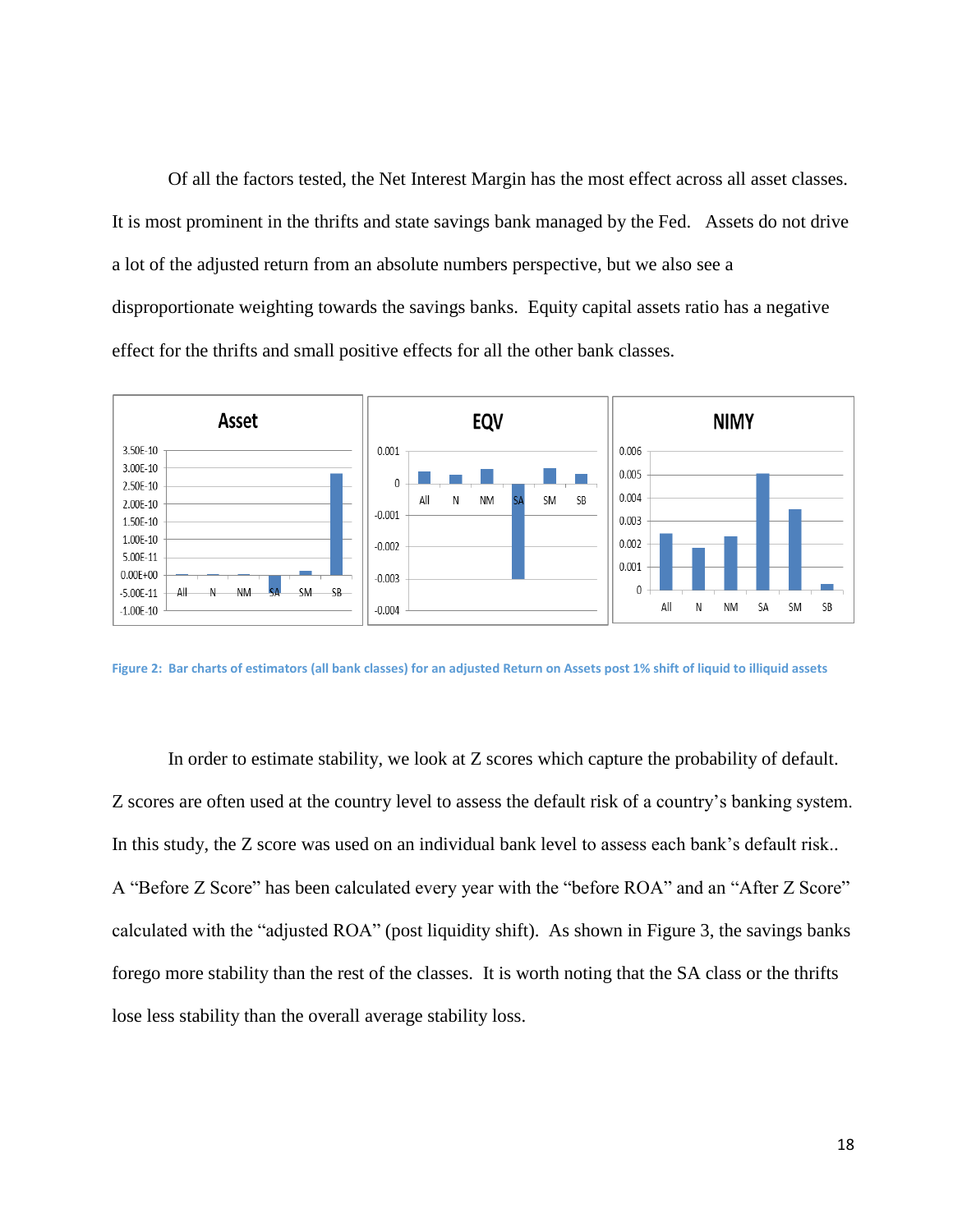Of all the factors tested, the Net Interest Margin has the most effect across all asset classes. It is most prominent in the thrifts and state savings bank managed by the Fed. Assets do not drive a lot of the adjusted return from an absolute numbers perspective, but we also see a disproportionate weighting towards the savings banks. Equity capital assets ratio has a negative effect for the thrifts and small positive effects for all the other bank classes.

**Figure 2: Bar charts of estimators (all bank classes) for an adjusted Return on Assets post 1% shift of liquid to illiquid assets**

In order to estimate stability, we look at Z scores which capture the probability of default. Z scores are often used at the country level to assess the default risk of a country's banking system. In this study, the Z score was used on an individual bank level to assess each bank's default risk.. A "Before Z Score" has been calculated every year with the "before ROA" and an "After Z Score" calculated with the "adjusted ROA" (post liquidity shift). As shown in Figure 3, the savings banks forego more stability than the rest of the classes. It is worth noting that the SA class or the thrifts lose less stability than the overall average stability loss.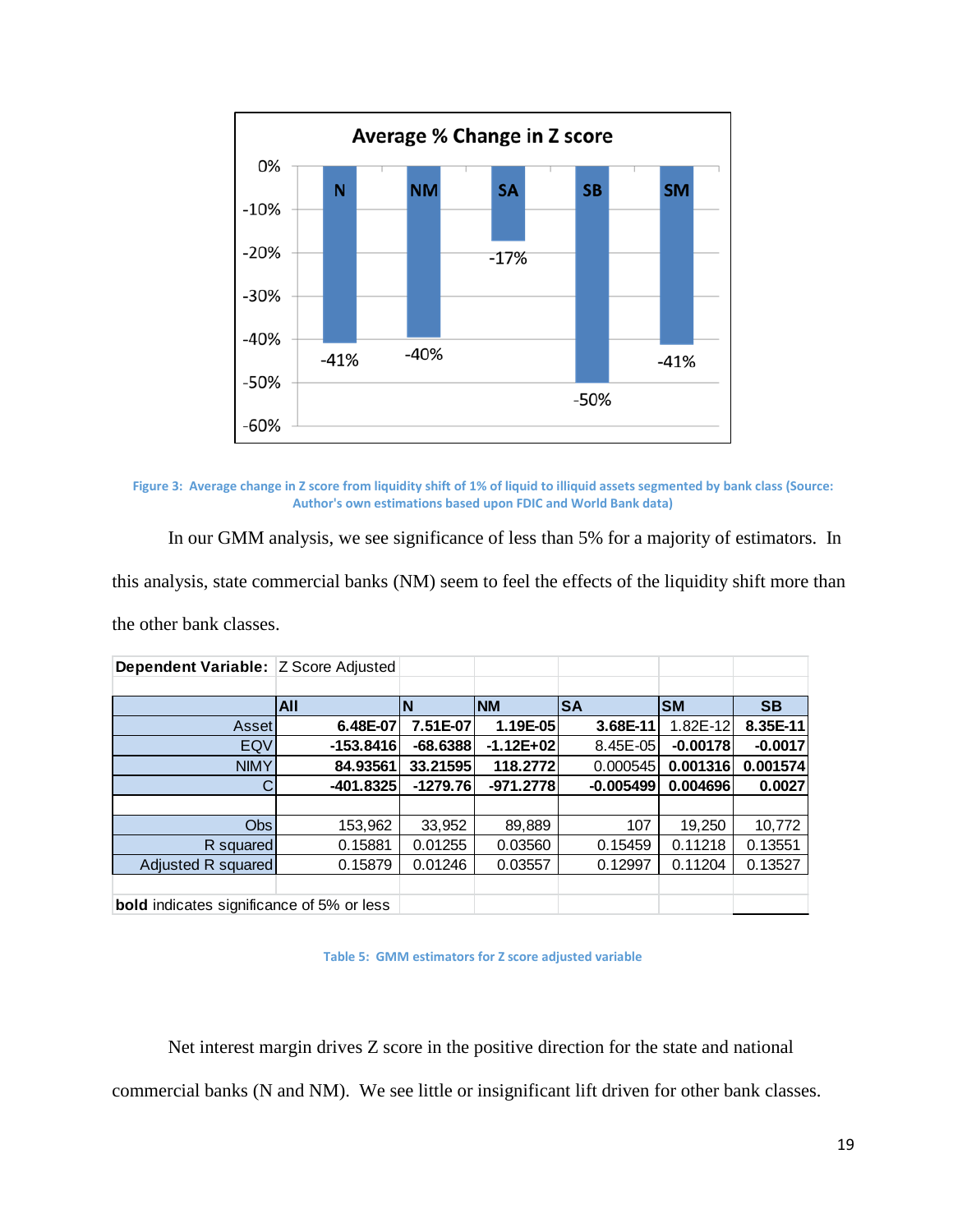Figure 3: Average change in Z score from liquidity shift of 1% of liquid to illiquid assets segmented by bank class (Source: Author's own estimations based upon FDIC and World Bank data)

In our GMM analysis, we see significance of less than 5% for a majority of estimators. In this analysis, state commercial banks (NM) seem to feel the effects of the liquidity shift more than the other bank classes.

| **Dependent Variable:** | Z Score Adjusted | | | | | |
|---|---|---|---|---|---|---|
| | All | N | NM | SA | SM | SB |
| Asset | **6.48E-07** | **7.51E-07** | **1.19E-05** | **3.68E-11** | 1.82E-12 | **8.35E-11** |
| EQV | **-153.8416** | **-68.6388** | **-1.12E+02** | 8.45E-05 | **-0.00178** | **-0.0017** |
| NIMY | **84.93561** | **33.21595** | **118.2772** | 0.000545 | **0.001316** | **0.001574** |
| C | **-401.8325** | **-1279.76** | **-971.2778** | **-0.005499** | **0.004696** | **0.0027** |
| | | | | | | |
| Obs | 153,962 | 33,952 | 89,889 | 107 | 19,250 | 10,772 |
| R squared | 0.15881 | 0.01255 | 0.03560 | 0.15459 | 0.11218 | 0.13551 |
| Adjusted R squared | 0.15879 | 0.01246 | 0.03557 | 0.12997 | 0.11204 | 0.13527 |
| | | | | | | |
| **bold** indicates significance of 5% or less | | | | | | |

Table 5: GMM estimators for Z score adjusted variable

Net interest margin drives Z score in the positive direction for the state and national commercial banks (N and NM). We see little or insignificant lift driven for other bank classes.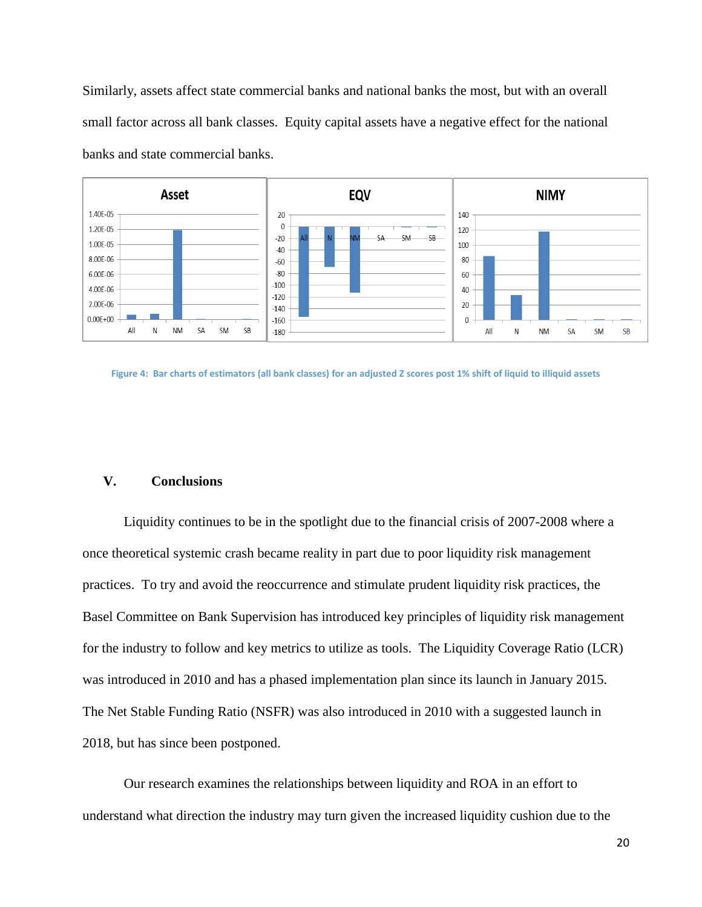Similarly, assets affect state commercial banks and national banks the most, but with an overall small factor across all bank classes. Equity capital assets have a negative effect for the national banks and state commercial banks.

Figure 4: Bar charts of estimators (all bank classes) for an adjusted Z scores post 1% shift of liquid to illiquid assets

## V. Conclusions

Liquidity continues to be in the spotlight due to the financial crisis of 2007-2008 where a once theoretical systemic crash became reality in part due to poor liquidity risk management practices. To try and avoid the reoccurrence and stimulate prudent liquidity risk practices, the Basel Committee on Bank Supervision has introduced key principles of liquidity risk management for the industry to follow and key metrics to utilize as tools. The Liquidity Coverage Ratio (LCR) was introduced in 2010 and has a phased implementation plan since its launch in January 2015. The Net Stable Funding Ratio (NSFR) was also introduced in 2010 with a suggested launch in 2018, but has since been postponed.

Our research examines the relationships between liquidity and ROA in an effort to understand what direction the industry may turn given the increased liquidity cushion due to the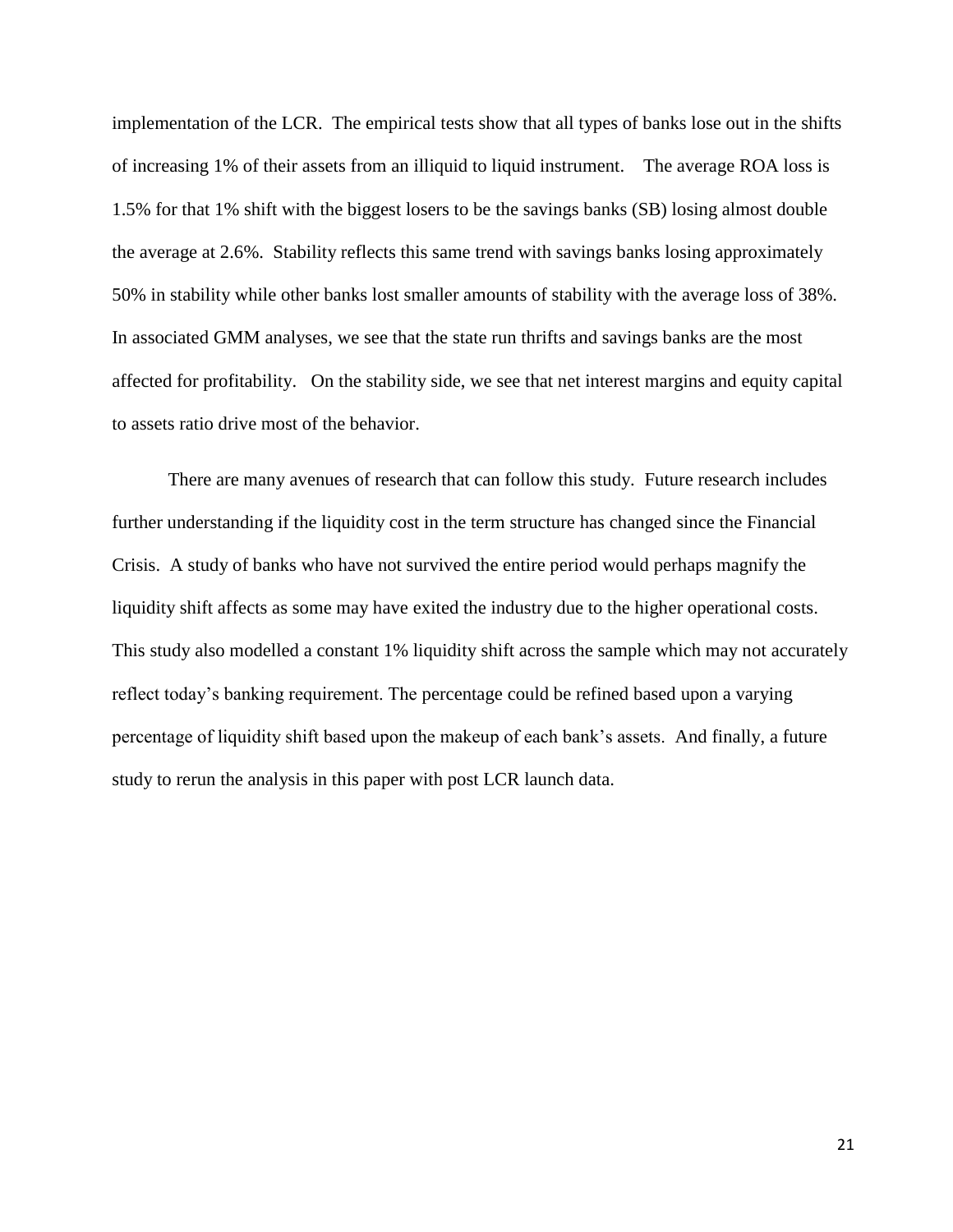implementation of the LCR. The empirical tests show that all types of banks lose out in the shifts of increasing 1% of their assets from an illiquid to liquid instrument. The average ROA loss is 1.5% for that 1% shift with the biggest losers to be the savings banks (SB) losing almost double the average at 2.6%. Stability reflects this same trend with savings banks losing approximately 50% in stability while other banks lost smaller amounts of stability with the average loss of 38%. In associated GMM analyses, we see that the state run thrifts and savings banks are the most affected for profitability. On the stability side, we see that net interest margins and equity capital to assets ratio drive most of the behavior.

There are many avenues of research that can follow this study. Future research includes further understanding if the liquidity cost in the term structure has changed since the Financial Crisis. A study of banks who have not survived the entire period would perhaps magnify the liquidity shift affects as some may have exited the industry due to the higher operational costs. This study also modelled a constant 1% liquidity shift across the sample which may not accurately reflect today's banking requirement. The percentage could be refined based upon a varying percentage of liquidity shift based upon the makeup of each bank's assets. And finally, a future study to rerun the analysis in this paper with post LCR launch data.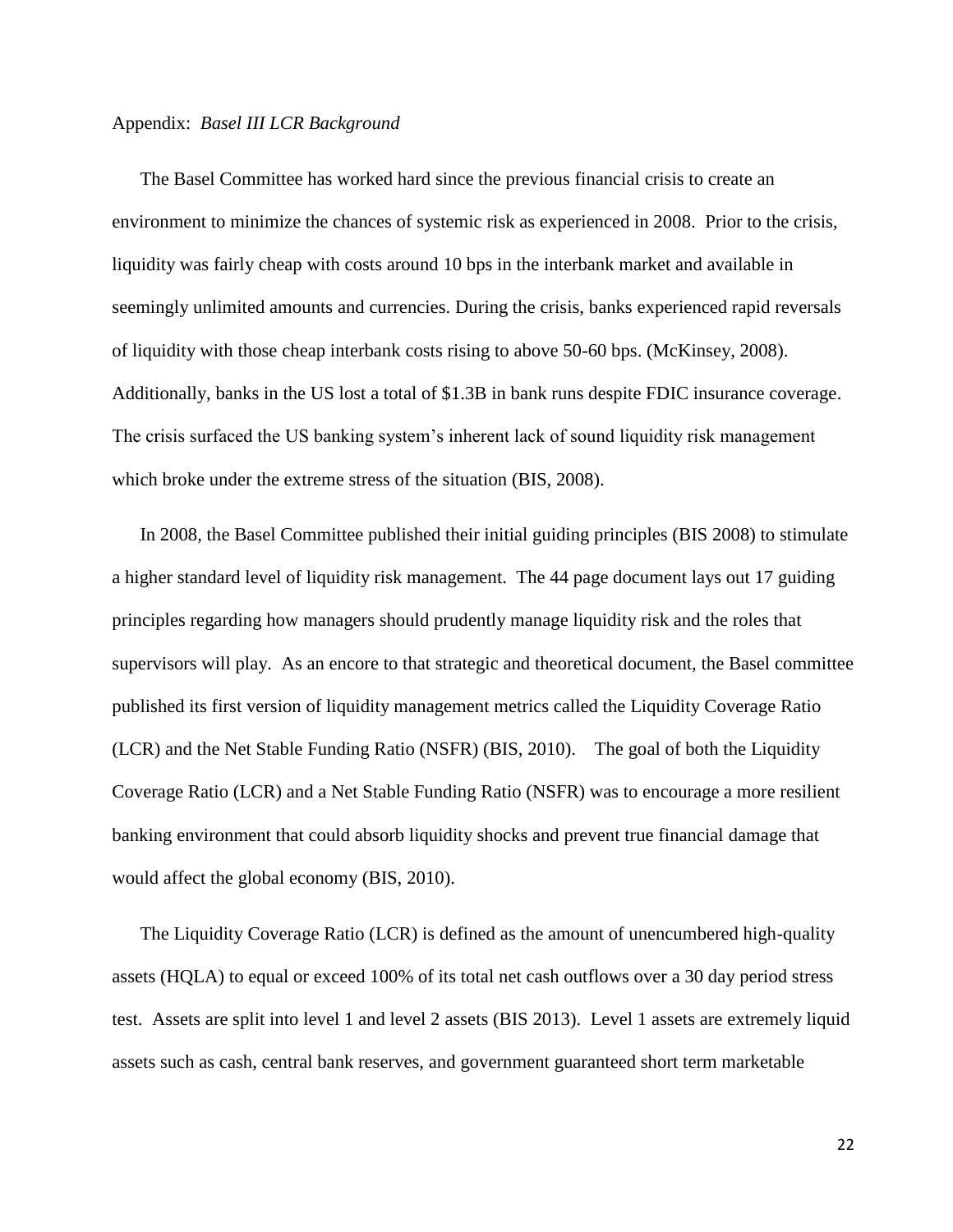Appendix: *Basel III LCR Background*

The Basel Committee has worked hard since the previous financial crisis to create an environment to minimize the chances of systemic risk as experienced in 2008. Prior to the crisis, liquidity was fairly cheap with costs around 10 bps in the interbank market and available in seemingly unlimited amounts and currencies. During the crisis, banks experienced rapid reversals of liquidity with those cheap interbank costs rising to above 50-60 bps. (McKinsey, 2008). Additionally, banks in the US lost a total of $1.3B in bank runs despite FDIC insurance coverage. The crisis surfaced the US banking system's inherent lack of sound liquidity risk management which broke under the extreme stress of the situation (BIS, 2008).

In 2008, the Basel Committee published their initial guiding principles (BIS 2008) to stimulate a higher standard level of liquidity risk management. The 44 page document lays out 17 guiding principles regarding how managers should prudently manage liquidity risk and the roles that supervisors will play. As an encore to that strategic and theoretical document, the Basel committee published its first version of liquidity management metrics called the Liquidity Coverage Ratio (LCR) and the Net Stable Funding Ratio (NSFR) (BIS, 2010). The goal of both the Liquidity Coverage Ratio (LCR) and a Net Stable Funding Ratio (NSFR) was to encourage a more resilient banking environment that could absorb liquidity shocks and prevent true financial damage that would affect the global economy (BIS, 2010).

The Liquidity Coverage Ratio (LCR) is defined as the amount of unencumbered high-quality assets (HQLA) to equal or exceed 100% of its total net cash outflows over a 30 day period stress test. Assets are split into level 1 and level 2 assets (BIS 2013). Level 1 assets are extremely liquid assets such as cash, central bank reserves, and government guaranteed short term marketable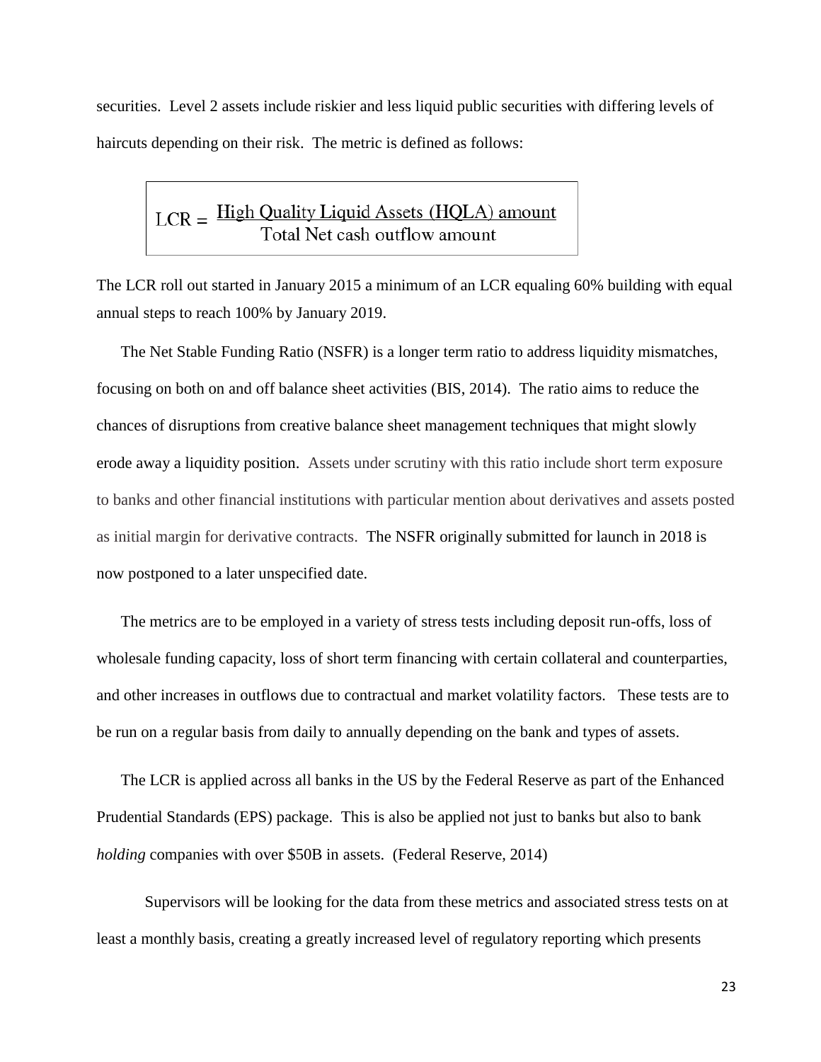securities. Level 2 assets include riskier and less liquid public securities with differing levels of haircuts depending on their risk. The metric is defined as follows:

$$\text{LCR} = \frac{\text{High Quality Liquid Assets (HQLA) amount}}{\text{Total Net cash outflow amount}}$$

The LCR roll out started in January 2015 a minimum of an LCR equaling 60% building with equal annual steps to reach 100% by January 2019.

The Net Stable Funding Ratio (NSFR) is a longer term ratio to address liquidity mismatches, focusing on both on and off balance sheet activities (BIS, 2014). The ratio aims to reduce the chances of disruptions from creative balance sheet management techniques that might slowly erode away a liquidity position. Assets under scrutiny with this ratio include short term exposure to banks and other financial institutions with particular mention about derivatives and assets posted as initial margin for derivative contracts. The NSFR originally submitted for launch in 2018 is now postponed to a later unspecified date.

The metrics are to be employed in a variety of stress tests including deposit run-offs, loss of wholesale funding capacity, loss of short term financing with certain collateral and counterparties, and other increases in outflows due to contractual and market volatility factors. These tests are to be run on a regular basis from daily to annually depending on the bank and types of assets.

The LCR is applied across all banks in the US by the Federal Reserve as part of the Enhanced Prudential Standards (EPS) package. This is also be applied not just to banks but also to bank *holding* companies with over $50B in assets. (Federal Reserve, 2014)

Supervisors will be looking for the data from these metrics and associated stress tests on at least a monthly basis, creating a greatly increased level of regulatory reporting which presents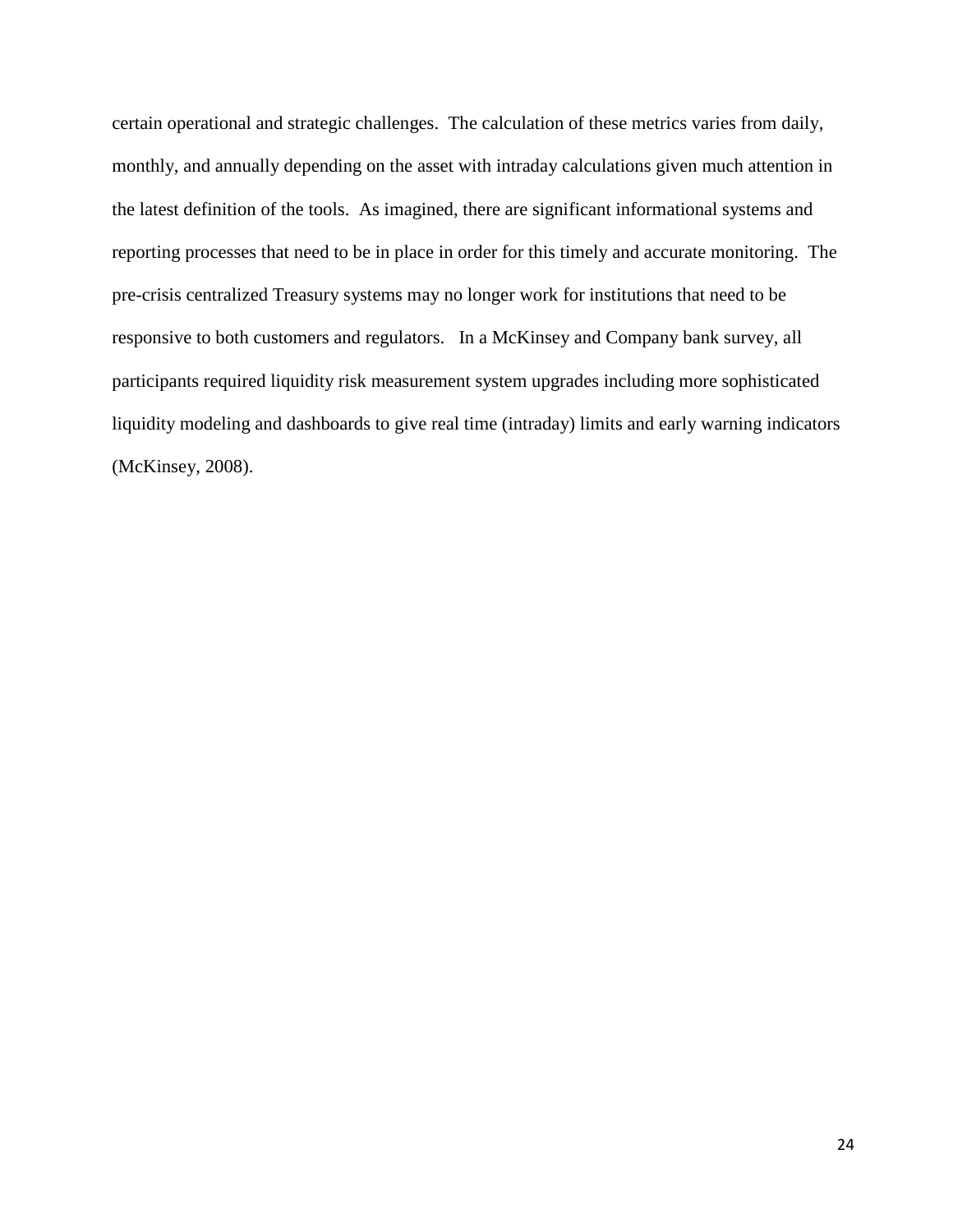certain operational and strategic challenges. The calculation of these metrics varies from daily, monthly, and annually depending on the asset with intraday calculations given much attention in the latest definition of the tools. As imagined, there are significant informational systems and reporting processes that need to be in place in order for this timely and accurate monitoring. The pre-crisis centralized Treasury systems may no longer work for institutions that need to be responsive to both customers and regulators. In a McKinsey and Company bank survey, all participants required liquidity risk measurement system upgrades including more sophisticated liquidity modeling and dashboards to give real time (intraday) limits and early warning indicators (McKinsey, 2008).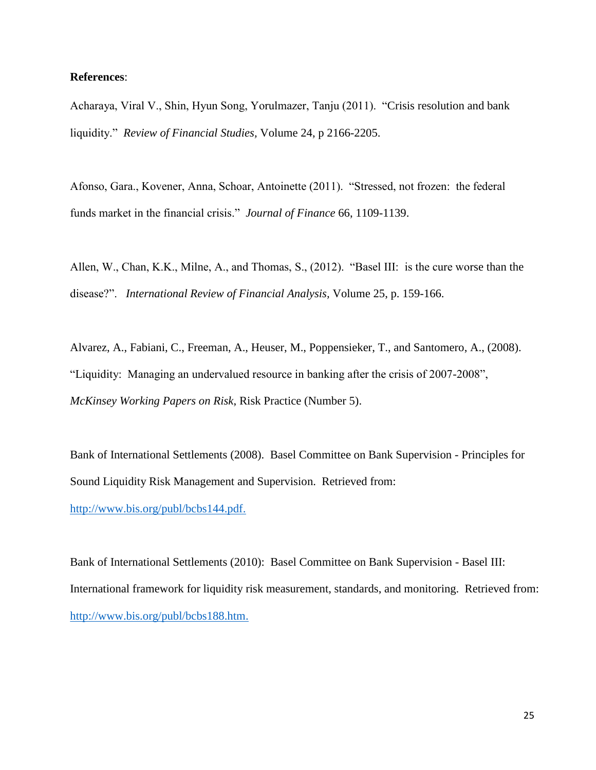**References**:

Acharaya, Viral V., Shin, Hyun Song, Yorulmazer, Tanju (2011). "Crisis resolution and bank liquidity." *Review of Financial Studies,* Volume 24, p 2166-2205.

Afonso, Gara., Kovener, Anna, Schoar, Antoinette (2011). "Stressed, not frozen: the federal funds market in the financial crisis." *Journal of Finance* 66, 1109-1139.

Allen, W., Chan, K.K., Milne, A., and Thomas, S., (2012). "Basel III: is the cure worse than the disease?". *International Review of Financial Analysis,* Volume 25, p. 159-166.

Alvarez, A., Fabiani, C., Freeman, A., Heuser, M., Poppensieker, T., and Santomero, A., (2008). "Liquidity: Managing an undervalued resource in banking after the crisis of 2007-2008", *McKinsey Working Papers on Risk,* Risk Practice (Number 5).

Bank of International Settlements (2008). Basel Committee on Bank Supervision - Principles for Sound Liquidity Risk Management and Supervision. Retrieved from: http://www.bis.org/publ/bcbs144.pdf.

Bank of International Settlements (2010): Basel Committee on Bank Supervision - Basel III: International framework for liquidity risk measurement, standards, and monitoring. Retrieved from: http://www.bis.org/publ/bcbs188.htm.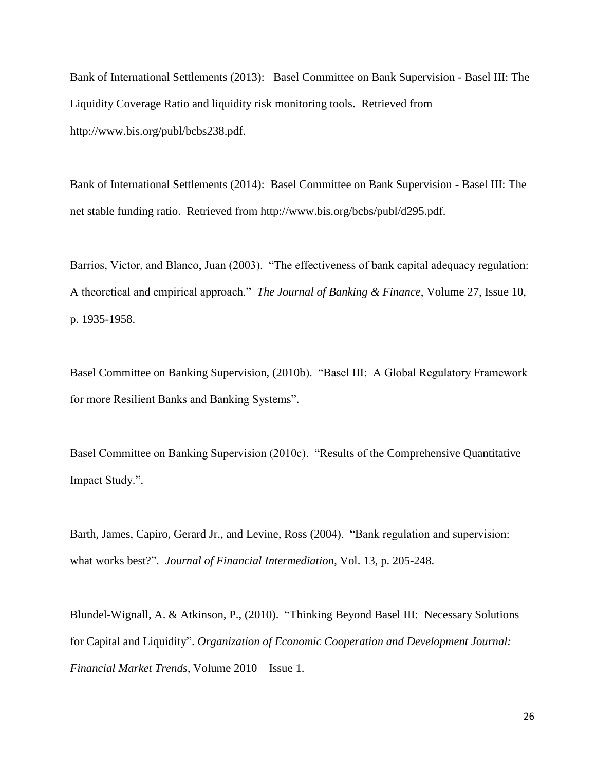Bank of International Settlements (2013): Basel Committee on Bank Supervision - Basel III: The Liquidity Coverage Ratio and liquidity risk monitoring tools. Retrieved from http://www.bis.org/publ/bcbs238.pdf.

Bank of International Settlements (2014): Basel Committee on Bank Supervision - Basel III: The net stable funding ratio. Retrieved from http://www.bis.org/bcbs/publ/d295.pdf.

Barrios, Victor, and Blanco, Juan (2003). "The effectiveness of bank capital adequacy regulation: A theoretical and empirical approach." *The Journal of Banking & Finance*, Volume 27, Issue 10, p. 1935-1958.

Basel Committee on Banking Supervision, (2010b). "Basel III: A Global Regulatory Framework for more Resilient Banks and Banking Systems".

Basel Committee on Banking Supervision (2010c). "Results of the Comprehensive Quantitative Impact Study.".

Barth, James, Capiro, Gerard Jr., and Levine, Ross (2004). "Bank regulation and supervision: what works best?". *Journal of Financial Intermediation*, Vol. 13, p. 205-248.

Blundel-Wignall, A. & Atkinson, P., (2010). "Thinking Beyond Basel III: Necessary Solutions for Capital and Liquidity". *Organization of Economic Cooperation and Development Journal: Financial Market Trends*, Volume 2010 – Issue 1.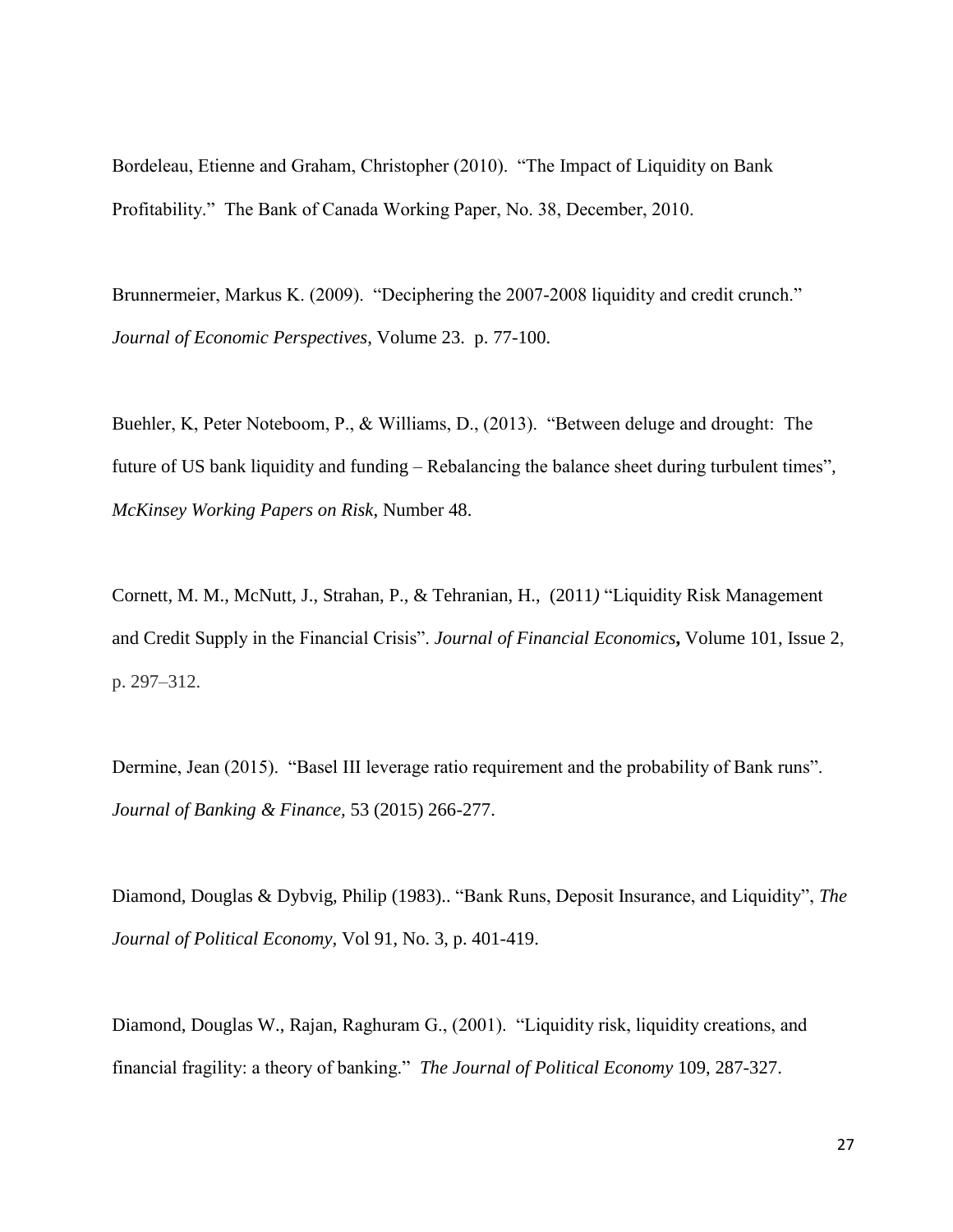Bordeleau, Etienne and Graham, Christopher (2010). "The Impact of Liquidity on Bank Profitability." The Bank of Canada Working Paper, No. 38, December, 2010.

Brunnermeier, Markus K. (2009). "Deciphering the 2007-2008 liquidity and credit crunch." *Journal of Economic Perspectives*, Volume 23. p. 77-100.

Buehler, K, Peter Noteboom, P., & Williams, D., (2013). "Between deluge and drought: The future of US bank liquidity and funding – Rebalancing the balance sheet during turbulent times", *McKinsey Working Papers on Risk*, Number 48.

Cornett, M. M., McNutt, J., Strahan, P., & Tehranian, H., (2011*)* "Liquidity Risk Management and Credit Supply in the Financial Crisis". *Journal of Financial Economics***,** Volume 101, Issue 2, p. 297–312.

Dermine, Jean (2015). "Basel III leverage ratio requirement and the probability of Bank runs". *Journal of Banking & Finance,* 53 (2015) 266-277.

Diamond, Douglas & Dybvig, Philip (1983).. "Bank Runs, Deposit Insurance, and Liquidity", *The Journal of Political Economy*, Vol 91, No. 3, p. 401-419.

Diamond, Douglas W., Rajan, Raghuram G., (2001). "Liquidity risk, liquidity creations, and financial fragility: a theory of banking." *The Journal of Political Economy* 109, 287-327.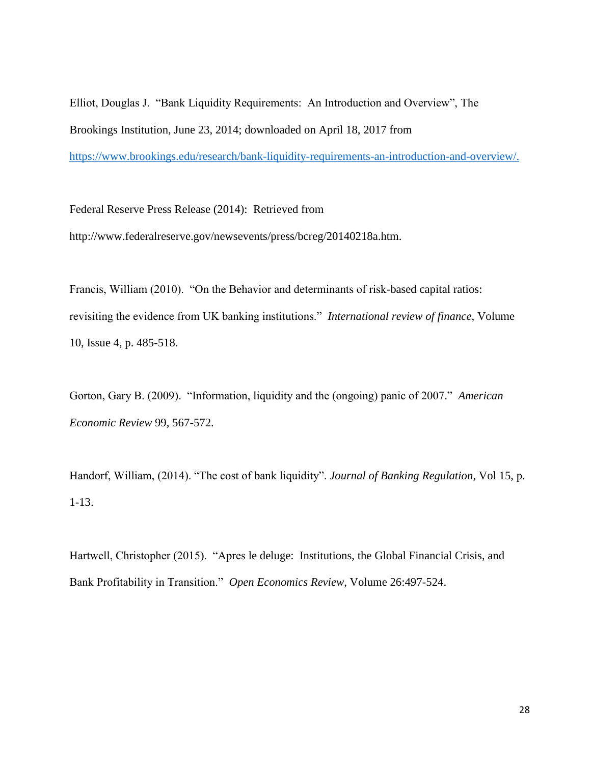Elliot, Douglas J. "Bank Liquidity Requirements: An Introduction and Overview", The Brookings Institution, June 23, 2014; downloaded on April 18, 2017 from https://www.brookings.edu/research/bank-liquidity-requirements-an-introduction-and-overview/.

Federal Reserve Press Release (2014): Retrieved from http://www.federalreserve.gov/newsevents/press/bcreg/20140218a.htm.

Francis, William (2010). "On the Behavior and determinants of risk-based capital ratios: revisiting the evidence from UK banking institutions." *International review of finance*, Volume 10, Issue 4, p. 485-518.

Gorton, Gary B. (2009). "Information, liquidity and the (ongoing) panic of 2007." *American Economic Review* 99, 567-572.

Handorf, William, (2014). "The cost of bank liquidity". *Journal of Banking Regulation*, Vol 15, p. 1-13.

Hartwell, Christopher (2015). "Apres le deluge: Institutions, the Global Financial Crisis, and Bank Profitability in Transition." *Open Economics Review*, Volume 26:497-524.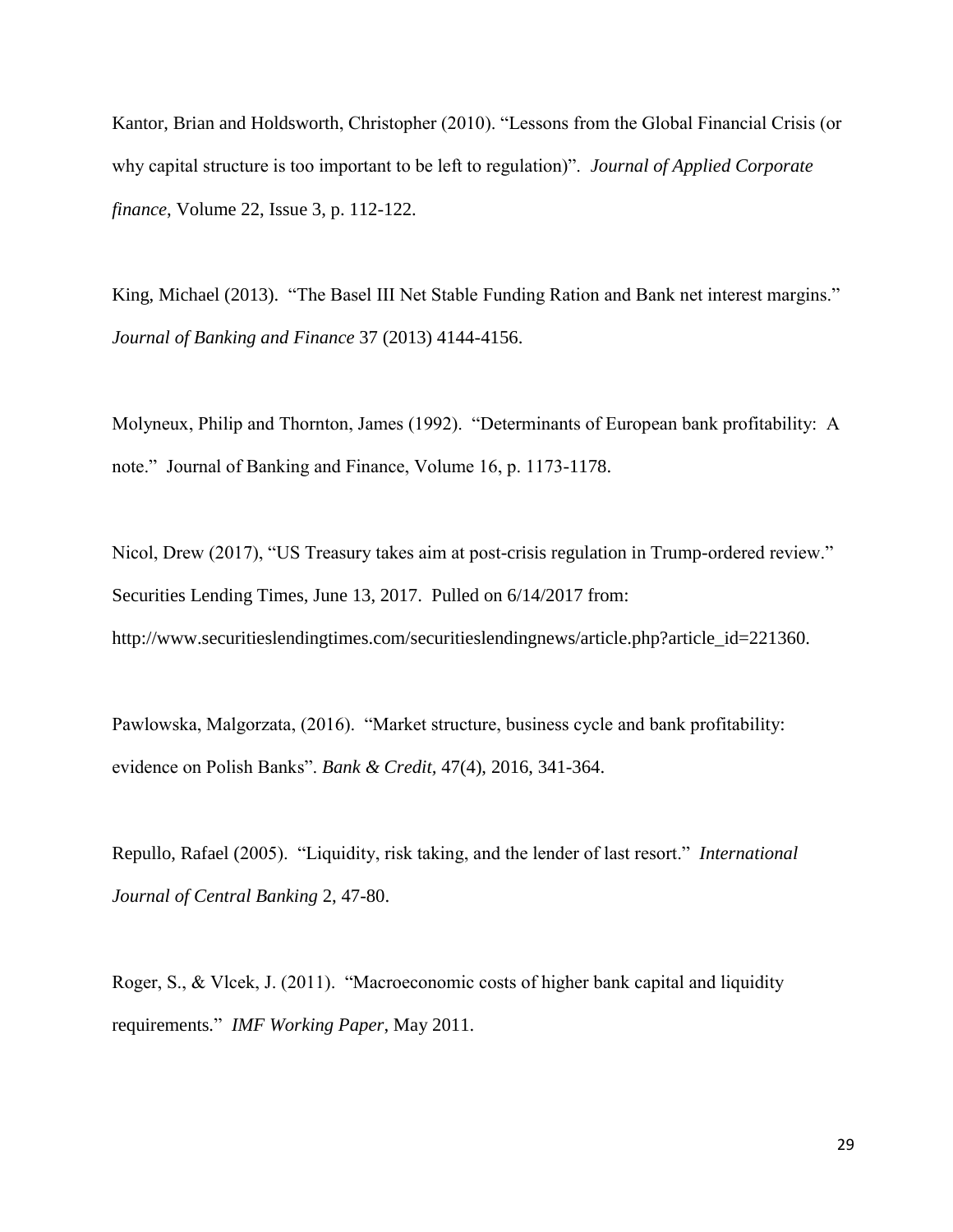Kantor, Brian and Holdsworth, Christopher (2010). "Lessons from the Global Financial Crisis (or why capital structure is too important to be left to regulation)". *Journal of Applied Corporate finance*, Volume 22, Issue 3, p. 112-122.

King, Michael (2013). "The Basel III Net Stable Funding Ration and Bank net interest margins." *Journal of Banking and Finance* 37 (2013) 4144-4156.

Molyneux, Philip and Thornton, James (1992). "Determinants of European bank profitability: A note." Journal of Banking and Finance, Volume 16, p. 1173-1178.

Nicol, Drew (2017), "US Treasury takes aim at post-crisis regulation in Trump-ordered review." Securities Lending Times, June 13, 2017. Pulled on 6/14/2017 from: http://www.securitieslendingtimes.com/securitieslendingnews/article.php?article_id=221360.

Pawlowska, Malgorzata, (2016). "Market structure, business cycle and bank profitability: evidence on Polish Banks". *Bank & Credit*, 47(4), 2016, 341-364.

Repullo, Rafael (2005). "Liquidity, risk taking, and the lender of last resort." *International Journal of Central Banking* 2, 47-80.

Roger, S., & Vlcek, J. (2011). "Macroeconomic costs of higher bank capital and liquidity requirements." *IMF Working Paper*, May 2011.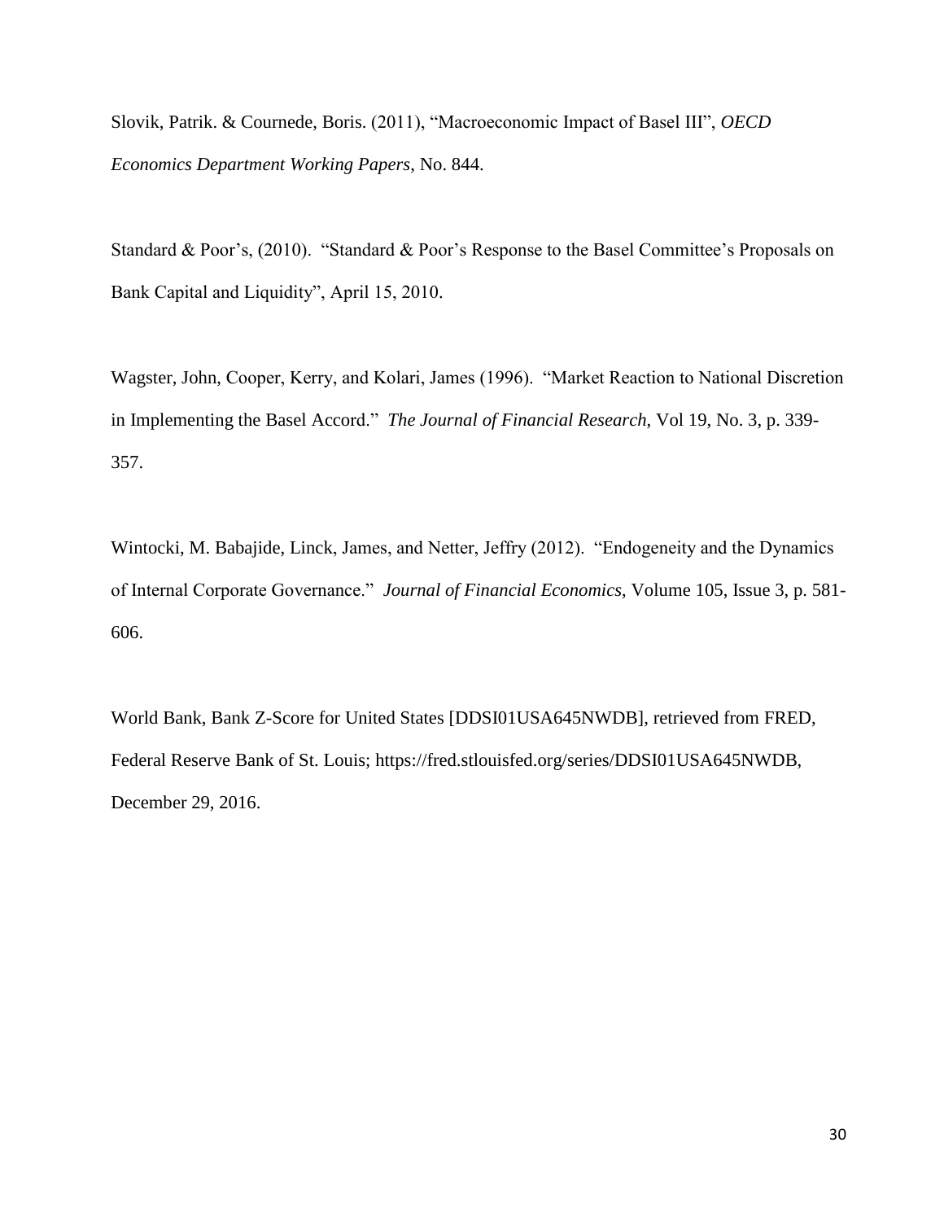Slovik, Patrik. & Cournede, Boris. (2011), "Macroeconomic Impact of Basel III", *OECD Economics Department Working Papers*, No. 844.

Standard & Poor's, (2010). "Standard & Poor's Response to the Basel Committee's Proposals on Bank Capital and Liquidity", April 15, 2010.

Wagster, John, Cooper, Kerry, and Kolari, James (1996). "Market Reaction to National Discretion in Implementing the Basel Accord." *The Journal of Financial Research*, Vol 19, No. 3, p. 339-357.

Wintocki, M. Babajide, Linck, James, and Netter, Jeffry (2012). "Endogeneity and the Dynamics of Internal Corporate Governance." *Journal of Financial Economics*, Volume 105, Issue 3, p. 581-606.

World Bank, Bank Z-Score for United States [DDSI01USA645NWDB], retrieved from FRED, Federal Reserve Bank of St. Louis; https://fred.stlouisfed.org/series/DDSI01USA645NWDB, December 29, 2016.